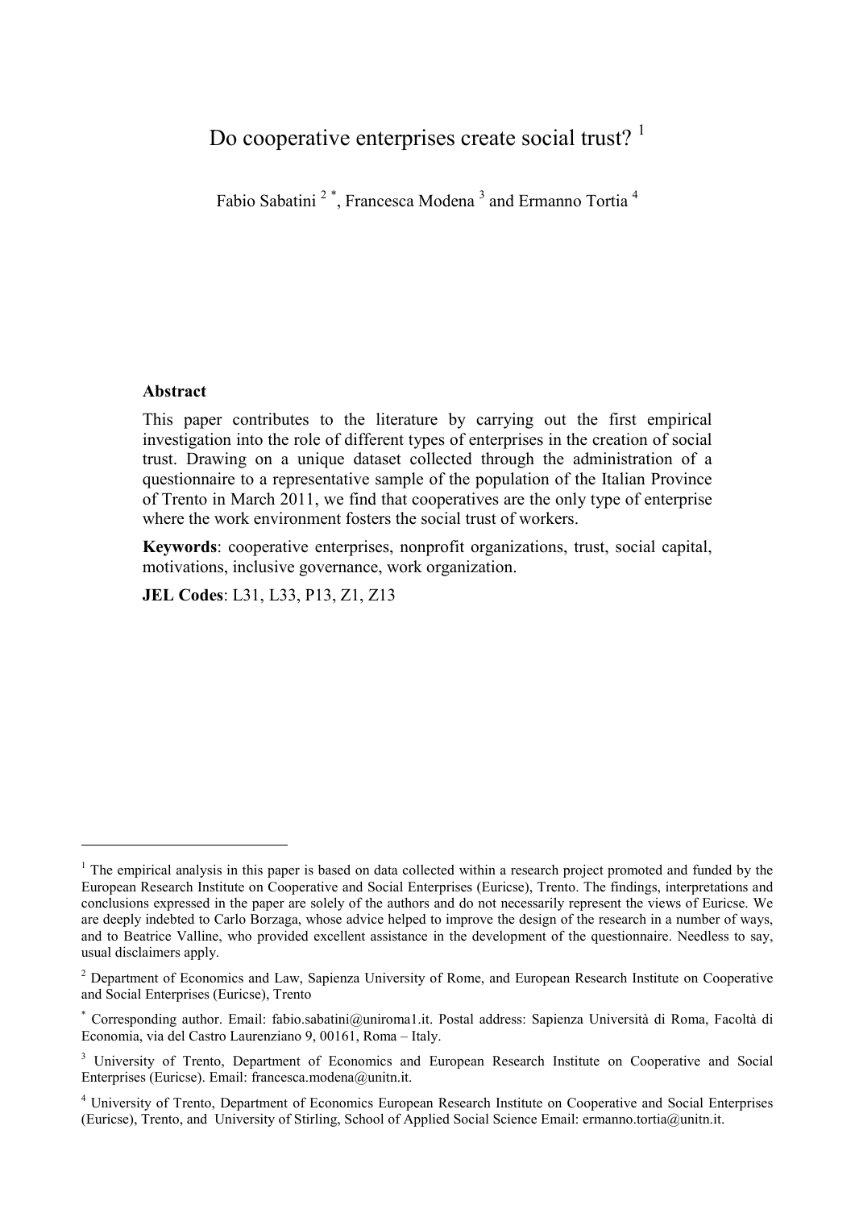# Do cooperative enterprises create social trust? [1]

Fabio Sabatini [2] [*], Francesca Modena [3] and Ermanno Tortia [4]

**Abstract**

This paper contributes to the literature by carrying out the first empirical investigation into the role of different types of enterprises in the creation of social trust. Drawing on a unique dataset collected through the administration of a questionnaire to a representative sample of the population of the Italian Province of Trento in March 2011, we find that cooperatives are the only type of enterprise where the work environment fosters the social trust of workers.

**Keywords**: cooperative enterprises, nonprofit organizations, trust, social capital, motivations, inclusive governance, work organization.

**JEL Codes**: L31, L33, P13, Z1, Z13

---

[1] The empirical analysis in this paper is based on data collected within a research project promoted and funded by the European Research Institute on Cooperative and Social Enterprises (Euricse), Trento. The findings, interpretations and conclusions expressed in the paper are solely of the authors and do not necessarily represent the views of Euricse. We are deeply indebted to Carlo Borzaga, whose advice helped to improve the design of the research in a number of ways, and to Beatrice Valline, who provided excellent assistance in the development of the questionnaire. Needless to say, usual disclaimers apply.

[2] Department of Economics and Law, Sapienza University of Rome, and European Research Institute on Cooperative and Social Enterprises (Euricse), Trento

[*] Corresponding author. Email: fabio.sabatini@uniroma1.it. Postal address: Sapienza Università di Roma, Facoltà di Economia, via del Castro Laurenziano 9, 00161, Roma – Italy.

[3] University of Trento, Department of Economics and European Research Institute on Cooperative and Social Enterprises (Euricse). Email: francesca.modena@unitn.it.

[4] University of Trento, Department of Economics European Research Institute on Cooperative and Social Enterprises (Euricse), Trento, and University of Stirling, School of Applied Social Science Email: ermanno.tortia@unitn.it.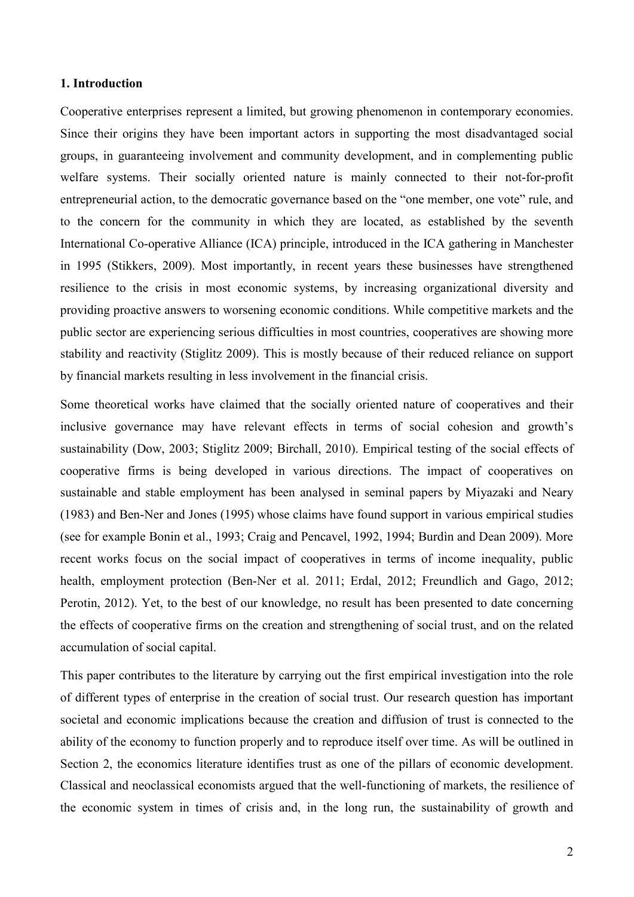## 1. Introduction

Cooperative enterprises represent a limited, but growing phenomenon in contemporary economies. Since their origins they have been important actors in supporting the most disadvantaged social groups, in guaranteeing involvement and community development, and in complementing public welfare systems. Their socially oriented nature is mainly connected to their not-for-profit entrepreneurial action, to the democratic governance based on the "one member, one vote" rule, and to the concern for the community in which they are located, as established by the seventh International Co-operative Alliance (ICA) principle, introduced in the ICA gathering in Manchester in 1995 (Stikkers, 2009). Most importantly, in recent years these businesses have strengthened resilience to the crisis in most economic systems, by increasing organizational diversity and providing proactive answers to worsening economic conditions. While competitive markets and the public sector are experiencing serious difficulties in most countries, cooperatives are showing more stability and reactivity (Stiglitz 2009). This is mostly because of their reduced reliance on support by financial markets resulting in less involvement in the financial crisis.

Some theoretical works have claimed that the socially oriented nature of cooperatives and their inclusive governance may have relevant effects in terms of social cohesion and growth's sustainability (Dow, 2003; Stiglitz 2009; Birchall, 2010). Empirical testing of the social effects of cooperative firms is being developed in various directions. The impact of cooperatives on sustainable and stable employment has been analysed in seminal papers by Miyazaki and Neary (1983) and Ben-Ner and Jones (1995) whose claims have found support in various empirical studies (see for example Bonin et al., 1993; Craig and Pencavel, 1992, 1994; Burdìn and Dean 2009). More recent works focus on the social impact of cooperatives in terms of income inequality, public health, employment protection (Ben-Ner et al. 2011; Erdal, 2012; Freundlich and Gago, 2012; Perotin, 2012). Yet, to the best of our knowledge, no result has been presented to date concerning the effects of cooperative firms on the creation and strengthening of social trust, and on the related accumulation of social capital.

This paper contributes to the literature by carrying out the first empirical investigation into the role of different types of enterprise in the creation of social trust. Our research question has important societal and economic implications because the creation and diffusion of trust is connected to the ability of the economy to function properly and to reproduce itself over time. As will be outlined in Section 2, the economics literature identifies trust as one of the pillars of economic development. Classical and neoclassical economists argued that the well-functioning of markets, the resilience of the economic system in times of crisis and, in the long run, the sustainability of growth and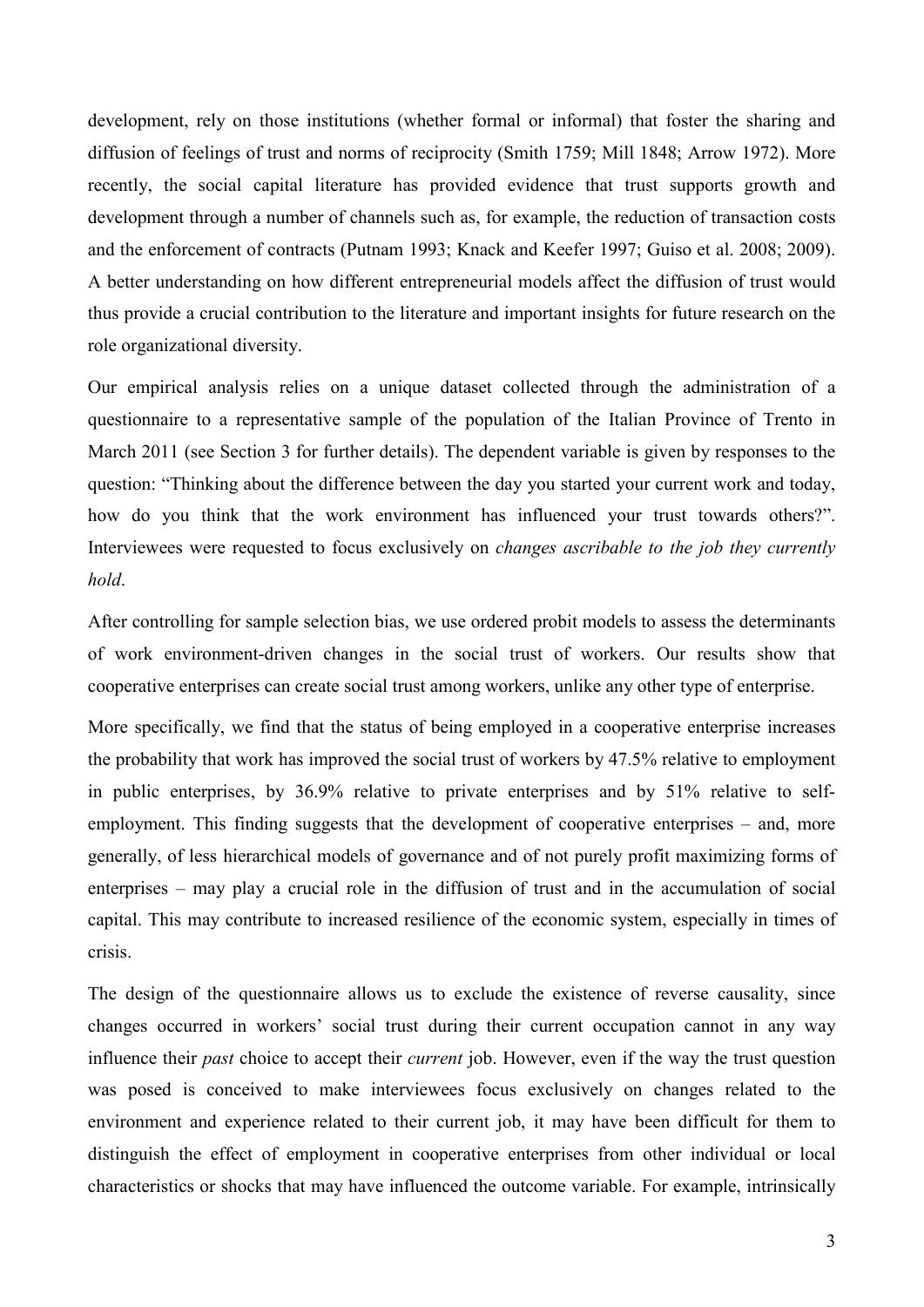development, rely on those institutions (whether formal or informal) that foster the sharing and diffusion of feelings of trust and norms of reciprocity (Smith 1759; Mill 1848; Arrow 1972). More recently, the social capital literature has provided evidence that trust supports growth and development through a number of channels such as, for example, the reduction of transaction costs and the enforcement of contracts (Putnam 1993; Knack and Keefer 1997; Guiso et al. 2008; 2009). A better understanding on how different entrepreneurial models affect the diffusion of trust would thus provide a crucial contribution to the literature and important insights for future research on the role organizational diversity.

Our empirical analysis relies on a unique dataset collected through the administration of a questionnaire to a representative sample of the population of the Italian Province of Trento in March 2011 (see Section 3 for further details). The dependent variable is given by responses to the question: "Thinking about the difference between the day you started your current work and today, how do you think that the work environment has influenced your trust towards others?". Interviewees were requested to focus exclusively on *changes ascribable to the job they currently hold*.

After controlling for sample selection bias, we use ordered probit models to assess the determinants of work environment-driven changes in the social trust of workers. Our results show that cooperative enterprises can create social trust among workers, unlike any other type of enterprise.

More specifically, we find that the status of being employed in a cooperative enterprise increases the probability that work has improved the social trust of workers by 47.5% relative to employment in public enterprises, by 36.9% relative to private enterprises and by 51% relative to self-employment. This finding suggests that the development of cooperative enterprises – and, more generally, of less hierarchical models of governance and of not purely profit maximizing forms of enterprises – may play a crucial role in the diffusion of trust and in the accumulation of social capital. This may contribute to increased resilience of the economic system, especially in times of crisis.

The design of the questionnaire allows us to exclude the existence of reverse causality, since changes occurred in workers' social trust during their current occupation cannot in any way influence their *past* choice to accept their *current* job. However, even if the way the trust question was posed is conceived to make interviewees focus exclusively on changes related to the environment and experience related to their current job, it may have been difficult for them to distinguish the effect of employment in cooperative enterprises from other individual or local characteristics or shocks that may have influenced the outcome variable. For example, intrinsically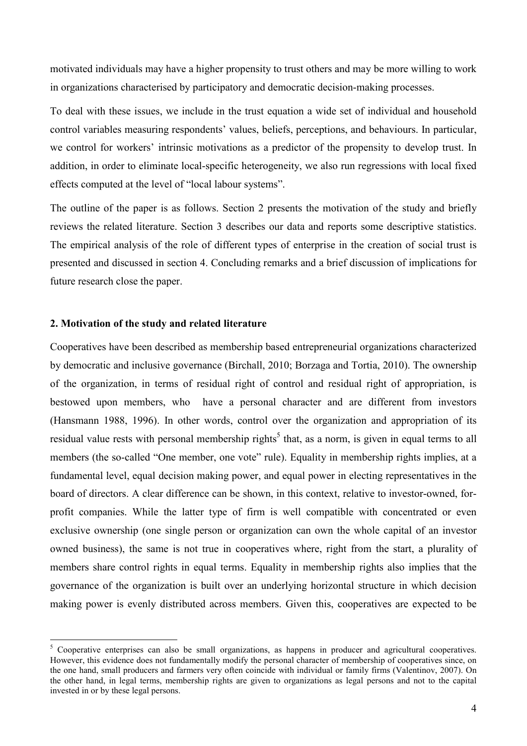motivated individuals may have a higher propensity to trust others and may be more willing to work in organizations characterised by participatory and democratic decision-making processes.

To deal with these issues, we include in the trust equation a wide set of individual and household control variables measuring respondents' values, beliefs, perceptions, and behaviours. In particular, we control for workers' intrinsic motivations as a predictor of the propensity to develop trust. In addition, in order to eliminate local-specific heterogeneity, we also run regressions with local fixed effects computed at the level of "local labour systems".

The outline of the paper is as follows. Section 2 presents the motivation of the study and briefly reviews the related literature. Section 3 describes our data and reports some descriptive statistics. The empirical analysis of the role of different types of enterprise in the creation of social trust is presented and discussed in section 4. Concluding remarks and a brief discussion of implications for future research close the paper.

## 2. Motivation of the study and related literature

Cooperatives have been described as membership based entrepreneurial organizations characterized by democratic and inclusive governance (Birchall, 2010; Borzaga and Tortia, 2010). The ownership of the organization, in terms of residual right of control and residual right of appropriation, is bestowed upon members, who have a personal character and are different from investors (Hansmann 1988, 1996). In other words, control over the organization and appropriation of its residual value rests with personal membership rights[5] that, as a norm, is given in equal terms to all members (the so-called "One member, one vote" rule). Equality in membership rights implies, at a fundamental level, equal decision making power, and equal power in electing representatives in the board of directors. A clear difference can be shown, in this context, relative to investor-owned, for-profit companies. While the latter type of firm is well compatible with concentrated or even exclusive ownership (one single person or organization can own the whole capital of an investor owned business), the same is not true in cooperatives where, right from the start, a plurality of members share control rights in equal terms. Equality in membership rights also implies that the governance of the organization is built over an underlying horizontal structure in which decision making power is evenly distributed across members. Given this, cooperatives are expected to be

[5] Cooperative enterprises can also be small organizations, as happens in producer and agricultural cooperatives. However, this evidence does not fundamentally modify the personal character of membership of cooperatives since, on the one hand, small producers and farmers very often coincide with individual or family firms (Valentinov, 2007). On the other hand, in legal terms, membership rights are given to organizations as legal persons and not to the capital invested in or by these legal persons.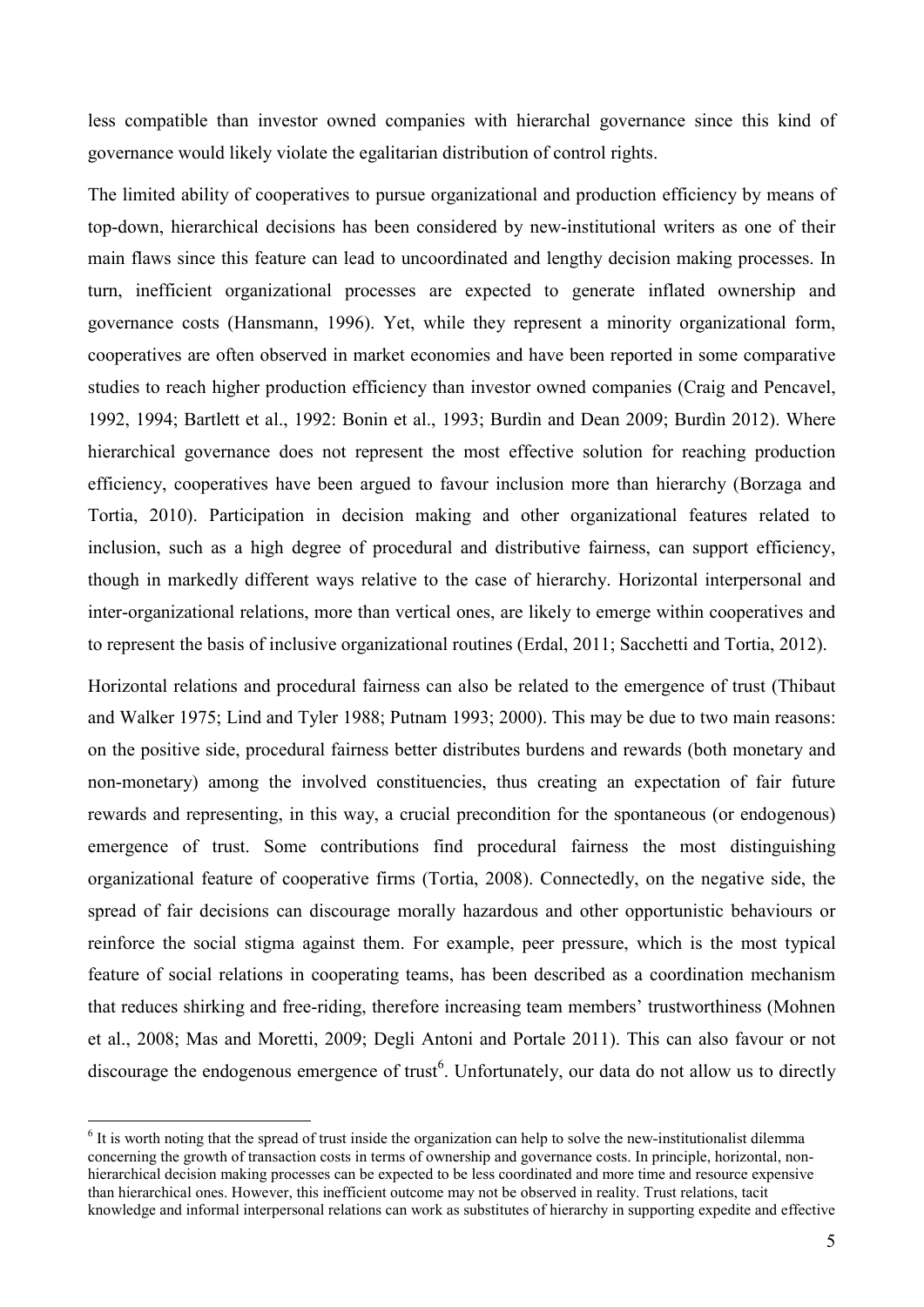less compatible than investor owned companies with hierarchal governance since this kind of governance would likely violate the egalitarian distribution of control rights.

The limited ability of cooperatives to pursue organizational and production efficiency by means of top-down, hierarchical decisions has been considered by new-institutional writers as one of their main flaws since this feature can lead to uncoordinated and lengthy decision making processes. In turn, inefficient organizational processes are expected to generate inflated ownership and governance costs (Hansmann, 1996). Yet, while they represent a minority organizational form, cooperatives are often observed in market economies and have been reported in some comparative studies to reach higher production efficiency than investor owned companies (Craig and Pencavel, 1992, 1994; Bartlett et al., 1992: Bonin et al., 1993; Burdìn and Dean 2009; Burdìn 2012). Where hierarchical governance does not represent the most effective solution for reaching production efficiency, cooperatives have been argued to favour inclusion more than hierarchy (Borzaga and Tortia, 2010). Participation in decision making and other organizational features related to inclusion, such as a high degree of procedural and distributive fairness, can support efficiency, though in markedly different ways relative to the case of hierarchy. Horizontal interpersonal and inter-organizational relations, more than vertical ones, are likely to emerge within cooperatives and to represent the basis of inclusive organizational routines (Erdal, 2011; Sacchetti and Tortia, 2012).

Horizontal relations and procedural fairness can also be related to the emergence of trust (Thibaut and Walker 1975; Lind and Tyler 1988; Putnam 1993; 2000). This may be due to two main reasons: on the positive side, procedural fairness better distributes burdens and rewards (both monetary and non-monetary) among the involved constituencies, thus creating an expectation of fair future rewards and representing, in this way, a crucial precondition for the spontaneous (or endogenous) emergence of trust. Some contributions find procedural fairness the most distinguishing organizational feature of cooperative firms (Tortia, 2008). Connectedly, on the negative side, the spread of fair decisions can discourage morally hazardous and other opportunistic behaviours or reinforce the social stigma against them. For example, peer pressure, which is the most typical feature of social relations in cooperating teams, has been described as a coordination mechanism that reduces shirking and free-riding, therefore increasing team members' trustworthiness (Mohnen et al., 2008; Mas and Moretti, 2009; Degli Antoni and Portale 2011). This can also favour or not discourage the endogenous emergence of trust[6]. Unfortunately, our data do not allow us to directly

[6] It is worth noting that the spread of trust inside the organization can help to solve the new-institutionalist dilemma concerning the growth of transaction costs in terms of ownership and governance costs. In principle, horizontal, non-hierarchical decision making processes can be expected to be less coordinated and more time and resource expensive than hierarchical ones. However, this inefficient outcome may not be observed in reality. Trust relations, tacit knowledge and informal interpersonal relations can work as substitutes of hierarchy in supporting expedite and effective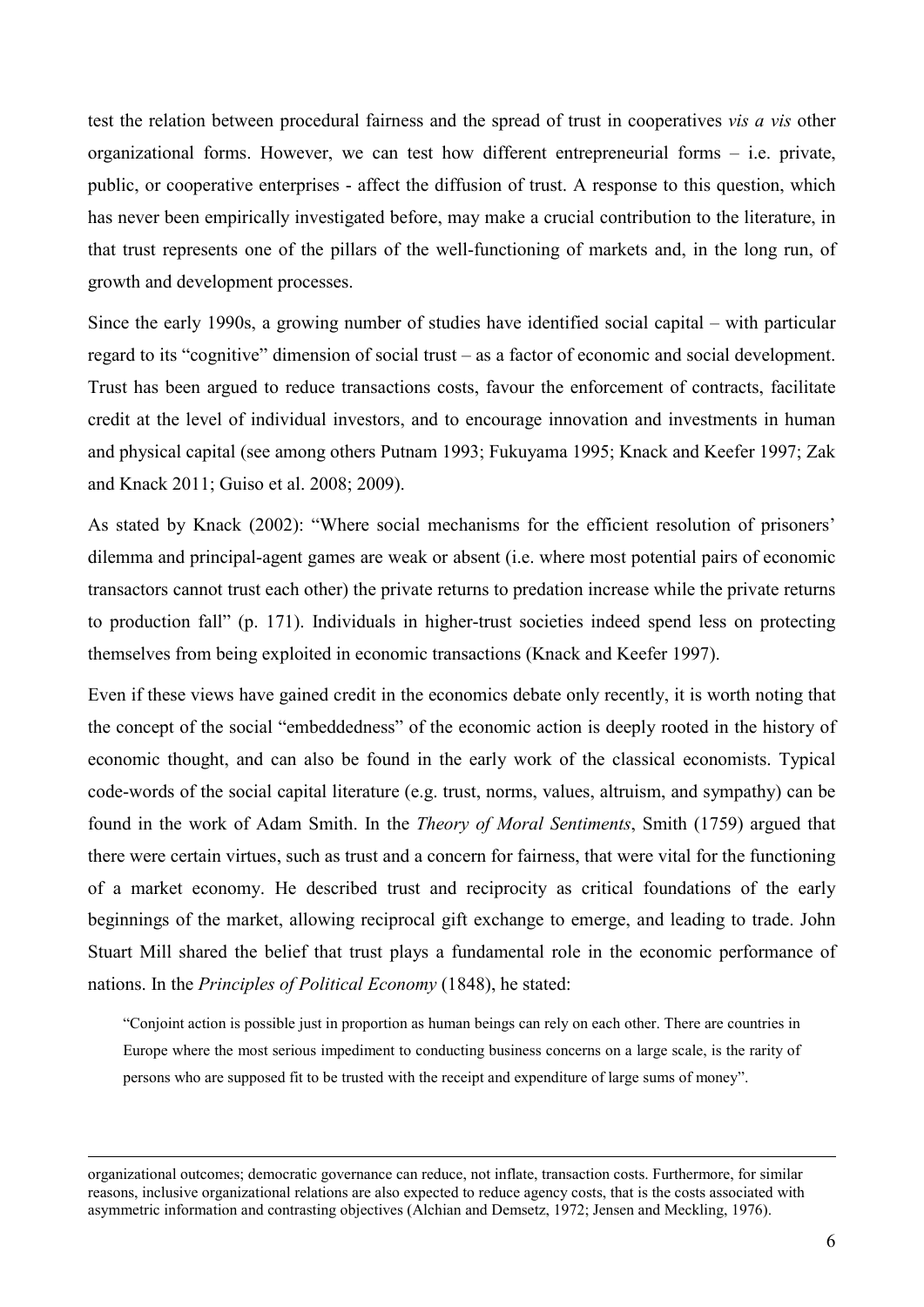test the relation between procedural fairness and the spread of trust in cooperatives *vis a vis* other organizational forms. However, we can test how different entrepreneurial forms – i.e. private, public, or cooperative enterprises - affect the diffusion of trust. A response to this question, which has never been empirically investigated before, may make a crucial contribution to the literature, in that trust represents one of the pillars of the well-functioning of markets and, in the long run, of growth and development processes.

Since the early 1990s, a growing number of studies have identified social capital – with particular regard to its "cognitive" dimension of social trust – as a factor of economic and social development. Trust has been argued to reduce transactions costs, favour the enforcement of contracts, facilitate credit at the level of individual investors, and to encourage innovation and investments in human and physical capital (see among others Putnam 1993; Fukuyama 1995; Knack and Keefer 1997; Zak and Knack 2011; Guiso et al. 2008; 2009).

As stated by Knack (2002): "Where social mechanisms for the efficient resolution of prisoners' dilemma and principal-agent games are weak or absent (i.e. where most potential pairs of economic transactors cannot trust each other) the private returns to predation increase while the private returns to production fall" (p. 171). Individuals in higher-trust societies indeed spend less on protecting themselves from being exploited in economic transactions (Knack and Keefer 1997).

Even if these views have gained credit in the economics debate only recently, it is worth noting that the concept of the social "embeddedness" of the economic action is deeply rooted in the history of economic thought, and can also be found in the early work of the classical economists. Typical code-words of the social capital literature (e.g. trust, norms, values, altruism, and sympathy) can be found in the work of Adam Smith. In the *Theory of Moral Sentiments*, Smith (1759) argued that there were certain virtues, such as trust and a concern for fairness, that were vital for the functioning of a market economy. He described trust and reciprocity as critical foundations of the early beginnings of the market, allowing reciprocal gift exchange to emerge, and leading to trade. John Stuart Mill shared the belief that trust plays a fundamental role in the economic performance of nations. In the *Principles of Political Economy* (1848), he stated:

> "Conjoint action is possible just in proportion as human beings can rely on each other. There are countries in Europe where the most serious impediment to conducting business concerns on a large scale, is the rarity of persons who are supposed fit to be trusted with the receipt and expenditure of large sums of money".

---

organizational outcomes; democratic governance can reduce, not inflate, transaction costs. Furthermore, for similar reasons, inclusive organizational relations are also expected to reduce agency costs, that is the costs associated with asymmetric information and contrasting objectives (Alchian and Demsetz, 1972; Jensen and Meckling, 1976).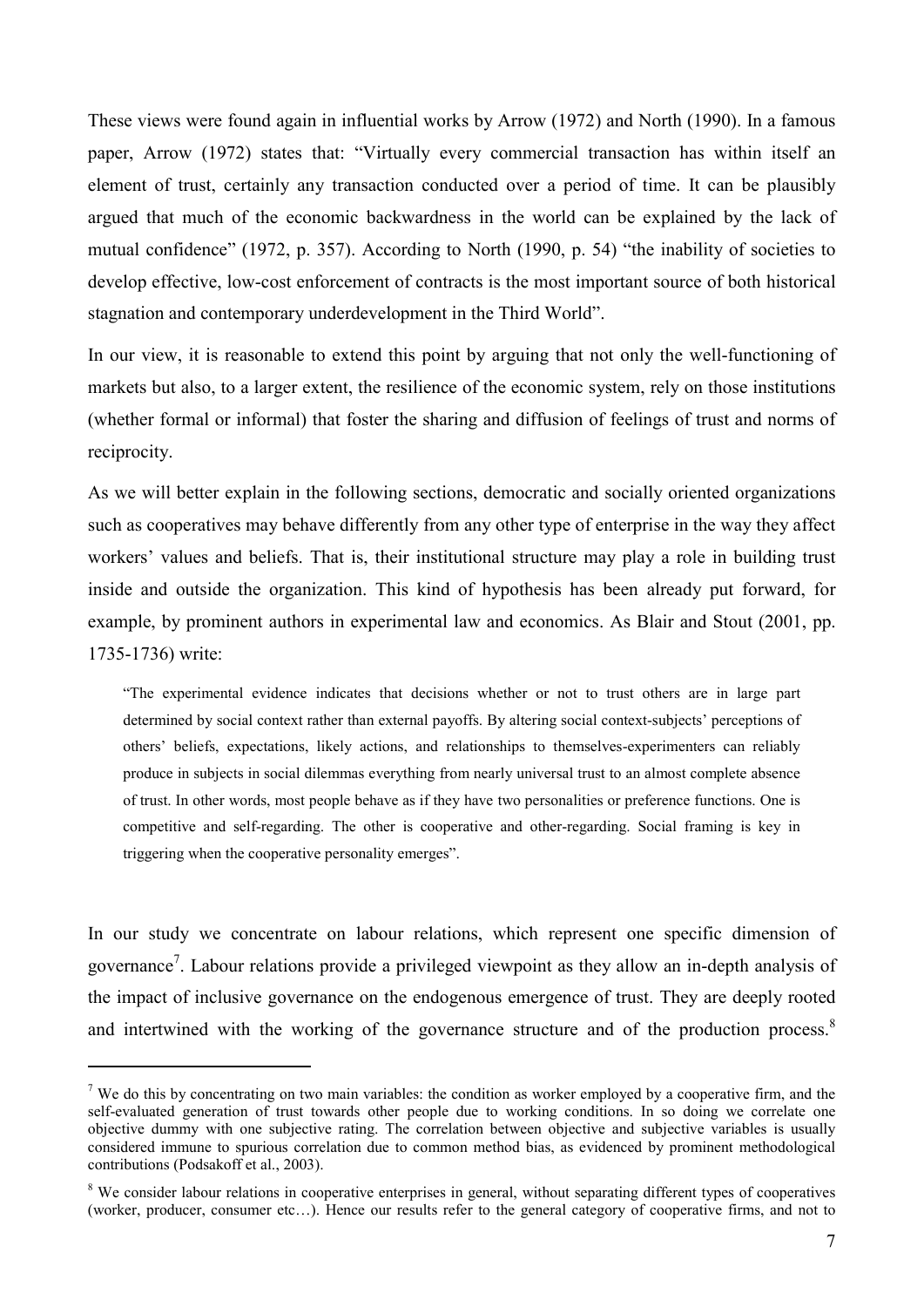These views were found again in influential works by Arrow (1972) and North (1990). In a famous paper, Arrow (1972) states that: "Virtually every commercial transaction has within itself an element of trust, certainly any transaction conducted over a period of time. It can be plausibly argued that much of the economic backwardness in the world can be explained by the lack of mutual confidence" (1972, p. 357). According to North (1990, p. 54) "the inability of societies to develop effective, low-cost enforcement of contracts is the most important source of both historical stagnation and contemporary underdevelopment in the Third World".

In our view, it is reasonable to extend this point by arguing that not only the well-functioning of markets but also, to a larger extent, the resilience of the economic system, rely on those institutions (whether formal or informal) that foster the sharing and diffusion of feelings of trust and norms of reciprocity.

As we will better explain in the following sections, democratic and socially oriented organizations such as cooperatives may behave differently from any other type of enterprise in the way they affect workers' values and beliefs. That is, their institutional structure may play a role in building trust inside and outside the organization. This kind of hypothesis has been already put forward, for example, by prominent authors in experimental law and economics. As Blair and Stout (2001, pp. 1735-1736) write:

> "The experimental evidence indicates that decisions whether or not to trust others are in large part determined by social context rather than external payoffs. By altering social context-subjects' perceptions of others' beliefs, expectations, likely actions, and relationships to themselves-experimenters can reliably produce in subjects in social dilemmas everything from nearly universal trust to an almost complete absence of trust. In other words, most people behave as if they have two personalities or preference functions. One is competitive and self-regarding. The other is cooperative and other-regarding. Social framing is key in triggering when the cooperative personality emerges".

In our study we concentrate on labour relations, which represent one specific dimension of governance[7]. Labour relations provide a privileged viewpoint as they allow an in-depth analysis of the impact of inclusive governance on the endogenous emergence of trust. They are deeply rooted and intertwined with the working of the governance structure and of the production process.[8]

---

[7] We do this by concentrating on two main variables: the condition as worker employed by a cooperative firm, and the self-evaluated generation of trust towards other people due to working conditions. In so doing we correlate one objective dummy with one subjective rating. The correlation between objective and subjective variables is usually considered immune to spurious correlation due to common method bias, as evidenced by prominent methodological contributions (Podsakoff et al., 2003).

[8] We consider labour relations in cooperative enterprises in general, without separating different types of cooperatives (worker, producer, consumer etc…). Hence our results refer to the general category of cooperative firms, and not to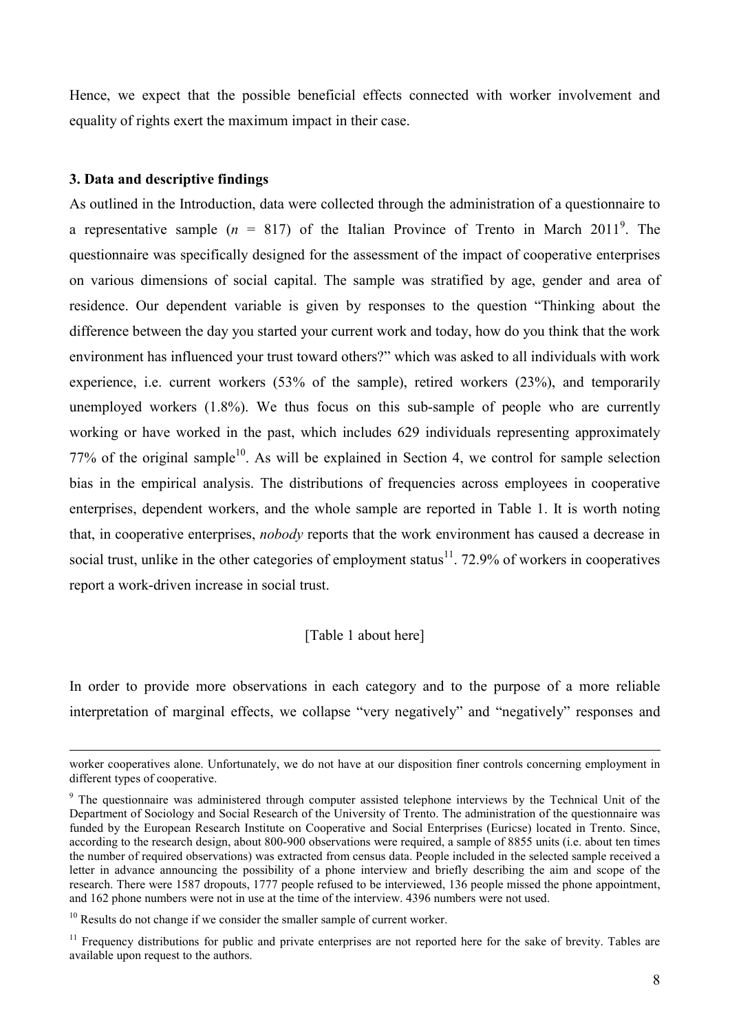Hence, we expect that the possible beneficial effects connected with worker involvement and equality of rights exert the maximum impact in their case.

### 3. Data and descriptive findings

As outlined in the Introduction, data were collected through the administration of a questionnaire to a representative sample ($n$ = 817) of the Italian Province of Trento in March 2011[9]. The questionnaire was specifically designed for the assessment of the impact of cooperative enterprises on various dimensions of social capital. The sample was stratified by age, gender and area of residence. Our dependent variable is given by responses to the question "Thinking about the difference between the day you started your current work and today, how do you think that the work environment has influenced your trust toward others?" which was asked to all individuals with work experience, i.e. current workers (53% of the sample), retired workers (23%), and temporarily unemployed workers (1.8%). We thus focus on this sub-sample of people who are currently working or have worked in the past, which includes 629 individuals representing approximately 77% of the original sample[10]. As will be explained in Section 4, we control for sample selection bias in the empirical analysis. The distributions of frequencies across employees in cooperative enterprises, dependent workers, and the whole sample are reported in Table 1. It is worth noting that, in cooperative enterprises, *nobody* reports that the work environment has caused a decrease in social trust, unlike in the other categories of employment status[11]. 72.9% of workers in cooperatives report a work-driven increase in social trust.

[Table 1 about here]

In order to provide more observations in each category and to the purpose of a more reliable interpretation of marginal effects, we collapse "very negatively" and "negatively" responses and

---

worker cooperatives alone. Unfortunately, we do not have at our disposition finer controls concerning employment in different types of cooperative.

[9] The questionnaire was administered through computer assisted telephone interviews by the Technical Unit of the Department of Sociology and Social Research of the University of Trento. The administration of the questionnaire was funded by the European Research Institute on Cooperative and Social Enterprises (Euricse) located in Trento. Since, according to the research design, about 800-900 observations were required, a sample of 8855 units (i.e. about ten times the number of required observations) was extracted from census data. People included in the selected sample received a letter in advance announcing the possibility of a phone interview and briefly describing the aim and scope of the research. There were 1587 dropouts, 1777 people refused to be interviewed, 136 people missed the phone appointment, and 162 phone numbers were not in use at the time of the interview. 4396 numbers were not used.

[10] Results do not change if we consider the smaller sample of current worker.

[11] Frequency distributions for public and private enterprises are not reported here for the sake of brevity. Tables are available upon request to the authors.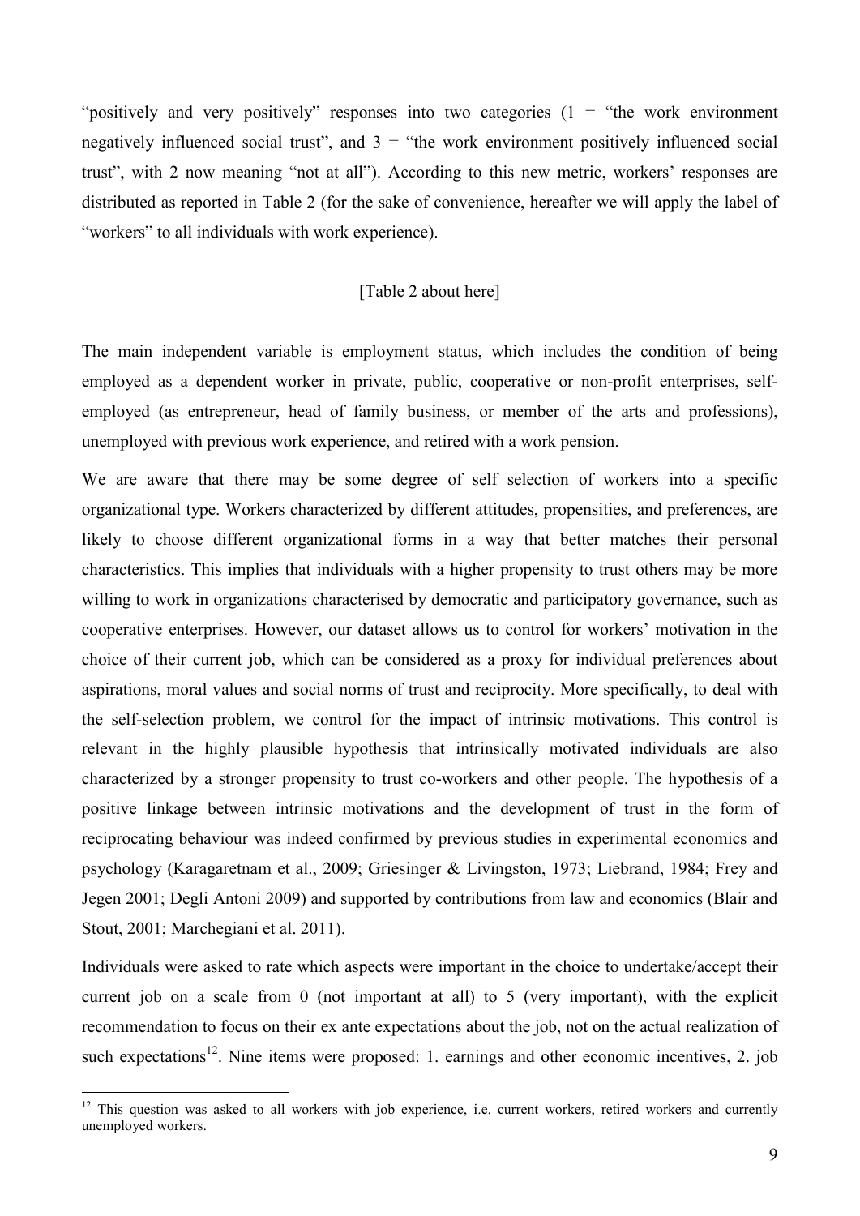"positively and very positively" responses into two categories (1 = "the work environment negatively influenced social trust", and 3 = "the work environment positively influenced social trust", with 2 now meaning "not at all"). According to this new metric, workers' responses are distributed as reported in Table 2 (for the sake of convenience, hereafter we will apply the label of "workers" to all individuals with work experience).

[Table 2 about here]

The main independent variable is employment status, which includes the condition of being employed as a dependent worker in private, public, cooperative or non-profit enterprises, self-employed (as entrepreneur, head of family business, or member of the arts and professions), unemployed with previous work experience, and retired with a work pension.

We are aware that there may be some degree of self selection of workers into a specific organizational type. Workers characterized by different attitudes, propensities, and preferences, are likely to choose different organizational forms in a way that better matches their personal characteristics. This implies that individuals with a higher propensity to trust others may be more willing to work in organizations characterised by democratic and participatory governance, such as cooperative enterprises. However, our dataset allows us to control for workers' motivation in the choice of their current job, which can be considered as a proxy for individual preferences about aspirations, moral values and social norms of trust and reciprocity. More specifically, to deal with the self-selection problem, we control for the impact of intrinsic motivations. This control is relevant in the highly plausible hypothesis that intrinsically motivated individuals are also characterized by a stronger propensity to trust co-workers and other people. The hypothesis of a positive linkage between intrinsic motivations and the development of trust in the form of reciprocating behaviour was indeed confirmed by previous studies in experimental economics and psychology (Karagaretnam et al., 2009; Griesinger & Livingston, 1973; Liebrand, 1984; Frey and Jegen 2001; Degli Antoni 2009) and supported by contributions from law and economics (Blair and Stout, 2001; Marchegiani et al. 2011).

Individuals were asked to rate which aspects were important in the choice to undertake/accept their current job on a scale from 0 (not important at all) to 5 (very important), with the explicit recommendation to focus on their ex ante expectations about the job, not on the actual realization of such expectations[12]. Nine items were proposed: 1. earnings and other economic incentives, 2. job

[12] This question was asked to all workers with job experience, i.e. current workers, retired workers and currently unemployed workers.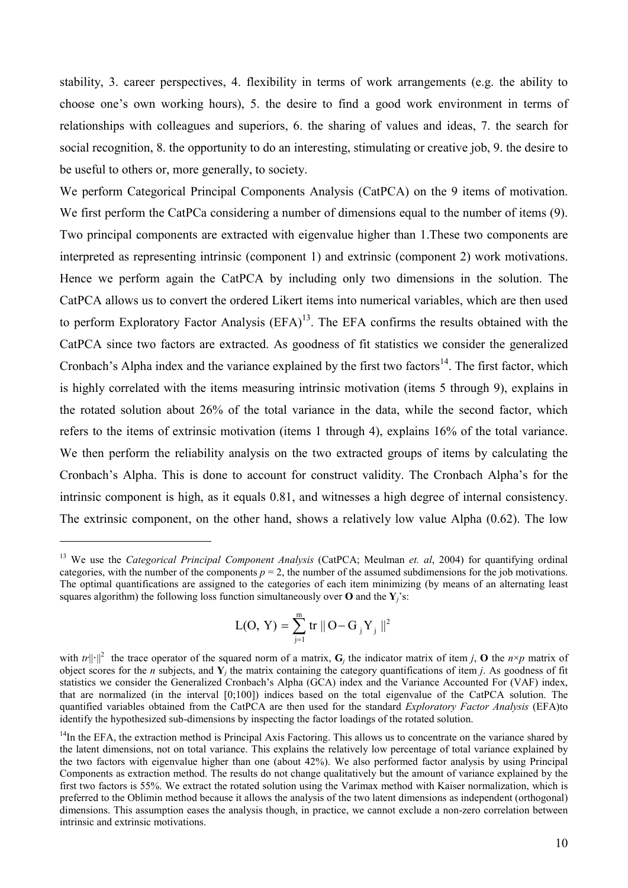stability, 3. career perspectives, 4. flexibility in terms of work arrangements (e.g. the ability to choose one's own working hours), 5. the desire to find a good work environment in terms of relationships with colleagues and superiors, 6. the sharing of values and ideas, 7. the search for social recognition, 8. the opportunity to do an interesting, stimulating or creative job, 9. the desire to be useful to others or, more generally, to society.

We perform Categorical Principal Components Analysis (CatPCA) on the 9 items of motivation. We first perform the CatPCa considering a number of dimensions equal to the number of items (9). Two principal components are extracted with eigenvalue higher than 1.These two components are interpreted as representing intrinsic (component 1) and extrinsic (component 2) work motivations. Hence we perform again the CatPCA by including only two dimensions in the solution. The CatPCA allows us to convert the ordered Likert items into numerical variables, which are then used to perform Exploratory Factor Analysis (EFA)[13]. The EFA confirms the results obtained with the CatPCA since two factors are extracted. As goodness of fit statistics we consider the generalized Cronbach's Alpha index and the variance explained by the first two factors[14]. The first factor, which is highly correlated with the items measuring intrinsic motivation (items 5 through 9), explains in the rotated solution about 26% of the total variance in the data, while the second factor, which refers to the items of extrinsic motivation (items 1 through 4), explains 16% of the total variance. We then perform the reliability analysis on the two extracted groups of items by calculating the Cronbach's Alpha. This is done to account for construct validity. The Cronbach Alpha's for the intrinsic component is high, as it equals 0.81, and witnesses a high degree of internal consistency. The extrinsic component, on the other hand, shows a relatively low value Alpha (0.62). The low

---

[13] We use the *Categorical Principal Component Analysis* (CatPCA; Meulman *et. al*, 2004) for quantifying ordinal categories, with the number of the components $p = 2$, the number of the assumed subdimensions for the job motivations. The optimal quantifications are assigned to the categories of each item minimizing (by means of an alternating least squares algorithm) the following loss function simultaneously over **O** and the $\mathbf{Y}_j$'s:

$$L(O,\, Y) = \sum_{j=1}^{m} \text{tr} \,\| O - G_j Y_j \|^2$$

with $tr\|\cdot\|^2$ the trace operator of the squared norm of a matrix, $\mathbf{G}_j$ the indicator matrix of item $j$, **O** the $n\times p$ matrix of object scores for the $n$ subjects, and $\mathbf{Y}_j$ the matrix containing the category quantifications of item $j$. As goodness of fit statistics we consider the Generalized Cronbach's Alpha (GCA) index and the Variance Accounted For (VAF) index, that are normalized (in the interval [0;100]) indices based on the total eigenvalue of the CatPCA solution. The quantified variables obtained from the CatPCA are then used for the standard *Exploratory Factor Analysis* (EFA)to identify the hypothesized sub-dimensions by inspecting the factor loadings of the rotated solution.

[14] In the EFA, the extraction method is Principal Axis Factoring. This allows us to concentrate on the variance shared by the latent dimensions, not on total variance. This explains the relatively low percentage of total variance explained by the two factors with eigenvalue higher than one (about 42%). We also performed factor analysis by using Principal Components as extraction method. The results do not change qualitatively but the amount of variance explained by the first two factors is 55%. We extract the rotated solution using the Varimax method with Kaiser normalization, which is preferred to the Oblimin method because it allows the analysis of the two latent dimensions as independent (orthogonal) dimensions. This assumption eases the analysis though, in practice, we cannot exclude a non-zero correlation between intrinsic and extrinsic motivations.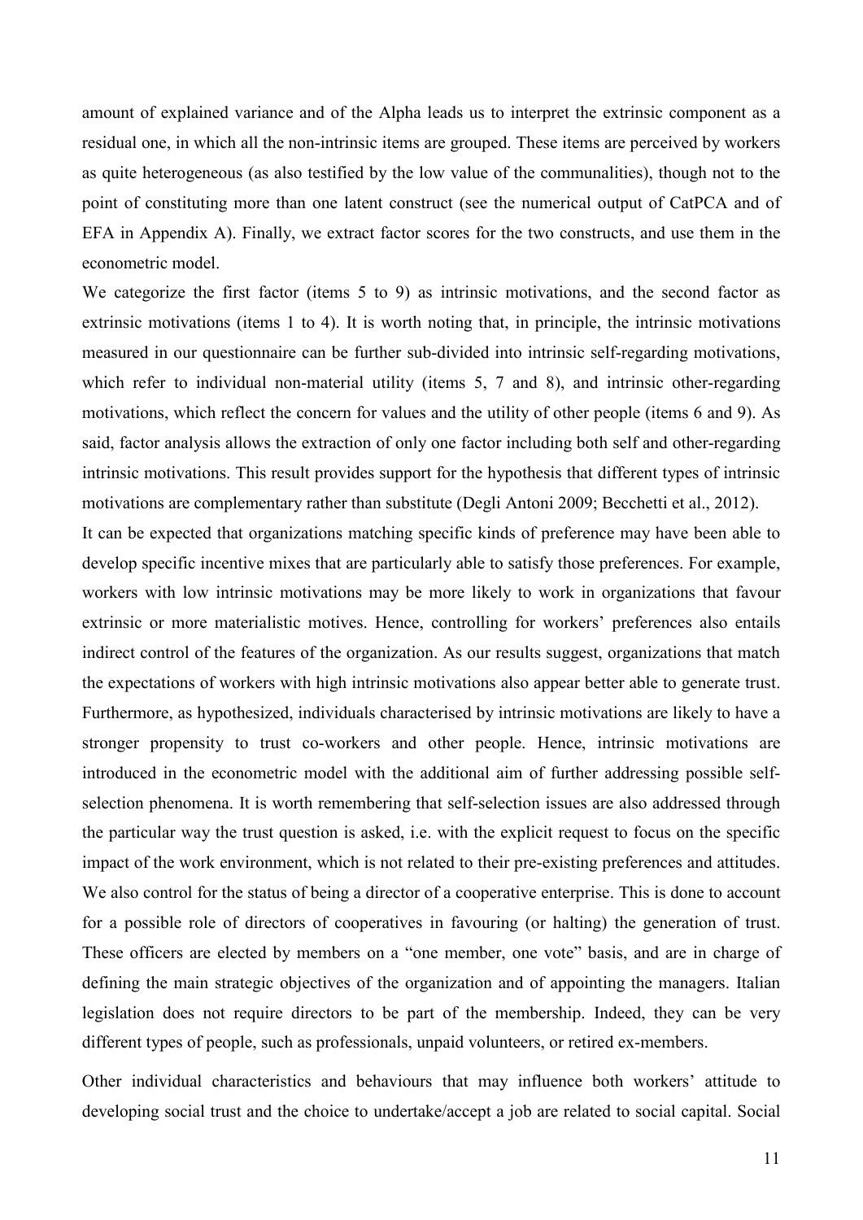amount of explained variance and of the Alpha leads us to interpret the extrinsic component as a residual one, in which all the non-intrinsic items are grouped. These items are perceived by workers as quite heterogeneous (as also testified by the low value of the communalities), though not to the point of constituting more than one latent construct (see the numerical output of CatPCA and of EFA in Appendix A). Finally, we extract factor scores for the two constructs, and use them in the econometric model.

We categorize the first factor (items 5 to 9) as intrinsic motivations, and the second factor as extrinsic motivations (items 1 to 4). It is worth noting that, in principle, the intrinsic motivations measured in our questionnaire can be further sub-divided into intrinsic self-regarding motivations, which refer to individual non-material utility (items 5, 7 and 8), and intrinsic other-regarding motivations, which reflect the concern for values and the utility of other people (items 6 and 9). As said, factor analysis allows the extraction of only one factor including both self and other-regarding intrinsic motivations. This result provides support for the hypothesis that different types of intrinsic motivations are complementary rather than substitute (Degli Antoni 2009; Becchetti et al., 2012).

It can be expected that organizations matching specific kinds of preference may have been able to develop specific incentive mixes that are particularly able to satisfy those preferences. For example, workers with low intrinsic motivations may be more likely to work in organizations that favour extrinsic or more materialistic motives. Hence, controlling for workers' preferences also entails indirect control of the features of the organization. As our results suggest, organizations that match the expectations of workers with high intrinsic motivations also appear better able to generate trust. Furthermore, as hypothesized, individuals characterised by intrinsic motivations are likely to have a stronger propensity to trust co-workers and other people. Hence, intrinsic motivations are introduced in the econometric model with the additional aim of further addressing possible self-selection phenomena. It is worth remembering that self-selection issues are also addressed through the particular way the trust question is asked, i.e. with the explicit request to focus on the specific impact of the work environment, which is not related to their pre-existing preferences and attitudes. We also control for the status of being a director of a cooperative enterprise. This is done to account for a possible role of directors of cooperatives in favouring (or halting) the generation of trust. These officers are elected by members on a "one member, one vote" basis, and are in charge of defining the main strategic objectives of the organization and of appointing the managers. Italian legislation does not require directors to be part of the membership. Indeed, they can be very different types of people, such as professionals, unpaid volunteers, or retired ex-members.

Other individual characteristics and behaviours that may influence both workers' attitude to developing social trust and the choice to undertake/accept a job are related to social capital. Social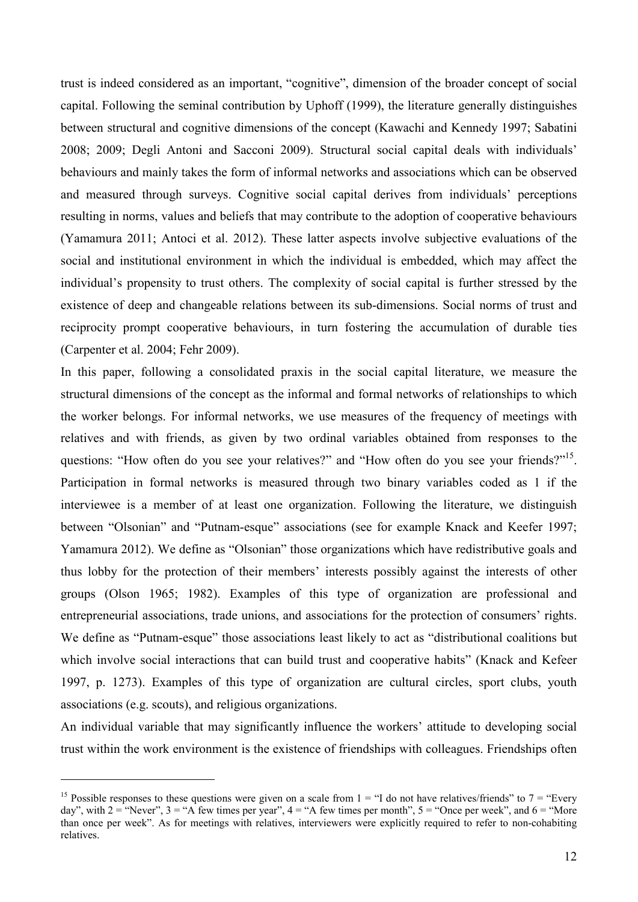trust is indeed considered as an important, "cognitive", dimension of the broader concept of social capital. Following the seminal contribution by Uphoff (1999), the literature generally distinguishes between structural and cognitive dimensions of the concept (Kawachi and Kennedy 1997; Sabatini 2008; 2009; Degli Antoni and Sacconi 2009). Structural social capital deals with individuals' behaviours and mainly takes the form of informal networks and associations which can be observed and measured through surveys. Cognitive social capital derives from individuals' perceptions resulting in norms, values and beliefs that may contribute to the adoption of cooperative behaviours (Yamamura 2011; Antoci et al. 2012). These latter aspects involve subjective evaluations of the social and institutional environment in which the individual is embedded, which may affect the individual's propensity to trust others. The complexity of social capital is further stressed by the existence of deep and changeable relations between its sub-dimensions. Social norms of trust and reciprocity prompt cooperative behaviours, in turn fostering the accumulation of durable ties (Carpenter et al. 2004; Fehr 2009).

In this paper, following a consolidated praxis in the social capital literature, we measure the structural dimensions of the concept as the informal and formal networks of relationships to which the worker belongs. For informal networks, we use measures of the frequency of meetings with relatives and with friends, as given by two ordinal variables obtained from responses to the questions: "How often do you see your relatives?" and "How often do you see your friends?"[15]. Participation in formal networks is measured through two binary variables coded as 1 if the interviewee is a member of at least one organization. Following the literature, we distinguish between "Olsonian" and "Putnam-esque" associations (see for example Knack and Keefer 1997; Yamamura 2012). We define as "Olsonian" those organizations which have redistributive goals and thus lobby for the protection of their members' interests possibly against the interests of other groups (Olson 1965; 1982). Examples of this type of organization are professional and entrepreneurial associations, trade unions, and associations for the protection of consumers' rights. We define as "Putnam-esque" those associations least likely to act as "distributional coalitions but which involve social interactions that can build trust and cooperative habits" (Knack and Kefeer 1997, p. 1273). Examples of this type of organization are cultural circles, sport clubs, youth associations (e.g. scouts), and religious organizations.

An individual variable that may significantly influence the workers' attitude to developing social trust within the work environment is the existence of friendships with colleagues. Friendships often

[15] Possible responses to these questions were given on a scale from 1 = "I do not have relatives/friends" to 7 = "Every day", with 2 = "Never", 3 = "A few times per year", 4 = "A few times per month", 5 = "Once per week", and 6 = "More than once per week". As for meetings with relatives, interviewers were explicitly required to refer to non-cohabiting relatives.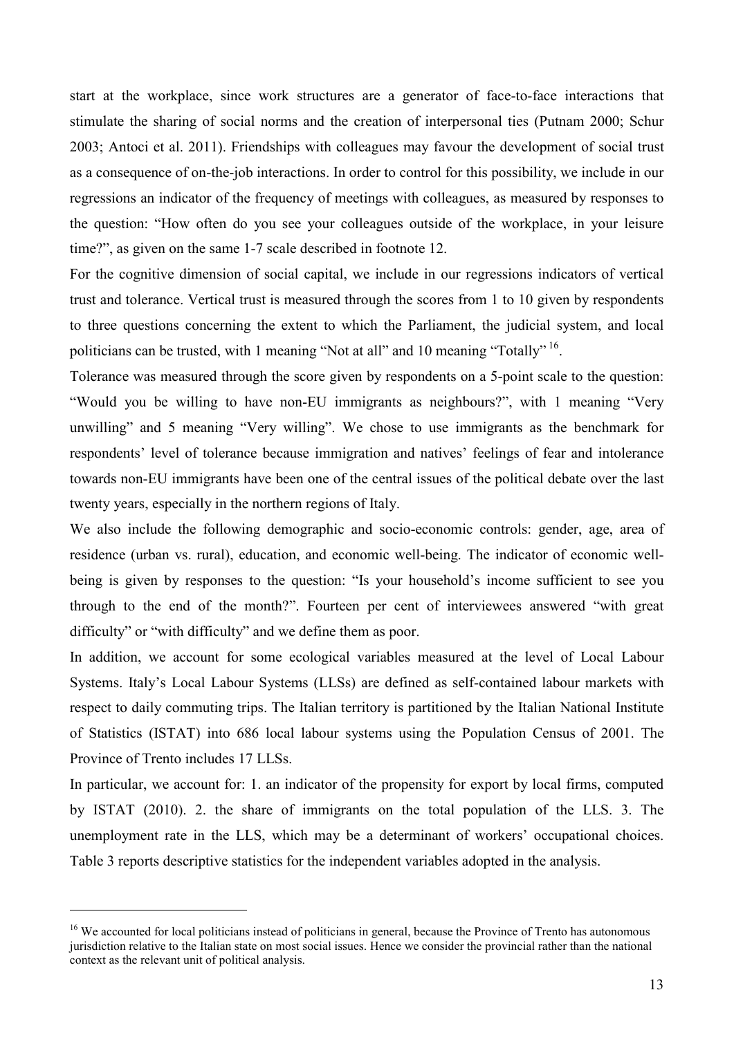start at the workplace, since work structures are a generator of face-to-face interactions that stimulate the sharing of social norms and the creation of interpersonal ties (Putnam 2000; Schur 2003; Antoci et al. 2011). Friendships with colleagues may favour the development of social trust as a consequence of on-the-job interactions. In order to control for this possibility, we include in our regressions an indicator of the frequency of meetings with colleagues, as measured by responses to the question: "How often do you see your colleagues outside of the workplace, in your leisure time?", as given on the same 1-7 scale described in footnote 12.

For the cognitive dimension of social capital, we include in our regressions indicators of vertical trust and tolerance. Vertical trust is measured through the scores from 1 to 10 given by respondents to three questions concerning the extent to which the Parliament, the judicial system, and local politicians can be trusted, with 1 meaning "Not at all" and 10 meaning "Totally" [16].

Tolerance was measured through the score given by respondents on a 5-point scale to the question: "Would you be willing to have non-EU immigrants as neighbours?", with 1 meaning "Very unwilling" and 5 meaning "Very willing". We chose to use immigrants as the benchmark for respondents' level of tolerance because immigration and natives' feelings of fear and intolerance towards non-EU immigrants have been one of the central issues of the political debate over the last twenty years, especially in the northern regions of Italy.

We also include the following demographic and socio-economic controls: gender, age, area of residence (urban vs. rural), education, and economic well-being. The indicator of economic well-being is given by responses to the question: "Is your household's income sufficient to see you through to the end of the month?". Fourteen per cent of interviewees answered "with great difficulty" or "with difficulty" and we define them as poor.

In addition, we account for some ecological variables measured at the level of Local Labour Systems. Italy's Local Labour Systems (LLSs) are defined as self-contained labour markets with respect to daily commuting trips. The Italian territory is partitioned by the Italian National Institute of Statistics (ISTAT) into 686 local labour systems using the Population Census of 2001. The Province of Trento includes 17 LLSs.

In particular, we account for: 1. an indicator of the propensity for export by local firms, computed by ISTAT (2010). 2. the share of immigrants on the total population of the LLS. 3. The unemployment rate in the LLS, which may be a determinant of workers' occupational choices. Table 3 reports descriptive statistics for the independent variables adopted in the analysis.

[16] We accounted for local politicians instead of politicians in general, because the Province of Trento has autonomous jurisdiction relative to the Italian state on most social issues. Hence we consider the provincial rather than the national context as the relevant unit of political analysis.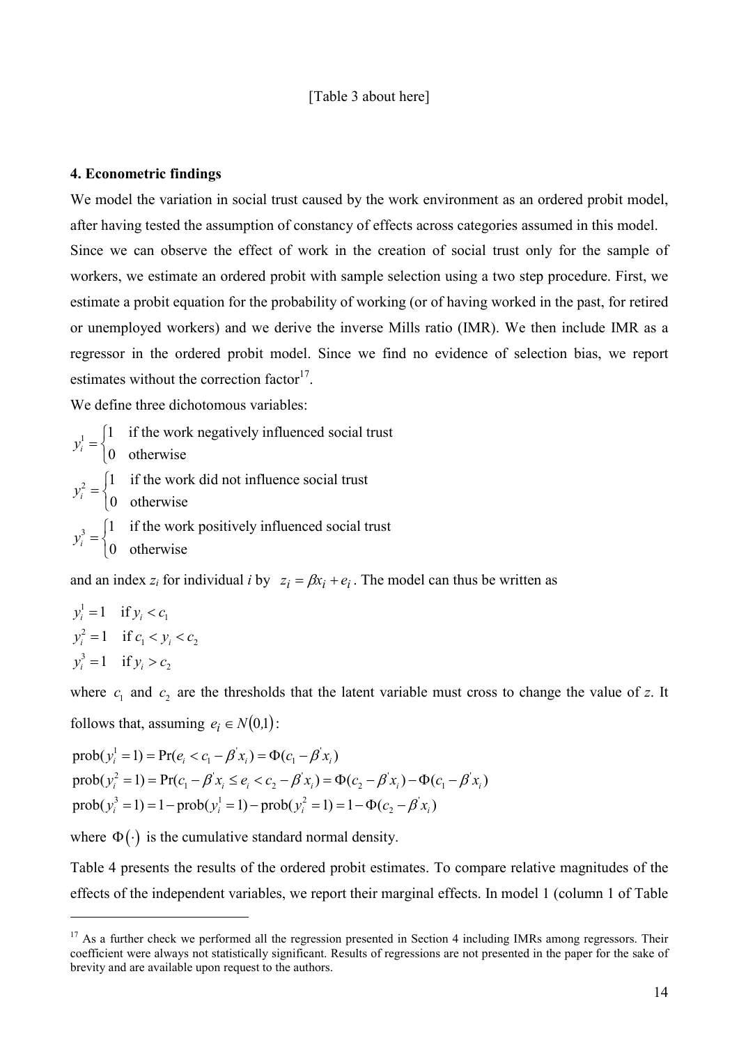[Table 3 about here]

**4. Econometric findings**

We model the variation in social trust caused by the work environment as an ordered probit model, after having tested the assumption of constancy of effects across categories assumed in this model. Since we can observe the effect of work in the creation of social trust only for the sample of workers, we estimate an ordered probit with sample selection using a two step procedure. First, we estimate a probit equation for the probability of working (or of having worked in the past, for retired or unemployed workers) and we derive the inverse Mills ratio (IMR). We then include IMR as a regressor in the ordered probit model. Since we find no evidence of selection bias, we report estimates without the correction factor[17].

We define three dichotomous variables:

$$y_i^1 = \begin{cases} 1 & \text{if the work negatively influenced social trust} \\ 0 & \text{otherwise} \end{cases}$$

$$y_i^2 = \begin{cases} 1 & \text{if the work did not influence social trust} \\ 0 & \text{otherwise} \end{cases}$$

$$y_i^3 = \begin{cases} 1 & \text{if the work positively influenced social trust} \\ 0 & \text{otherwise} \end{cases}$$

and an index $z_i$ for individual *i* by $z_i = \beta x_i + e_i$. The model can thus be written as

$$y_i^1 = 1 \quad \text{if } y_i < c_1$$
$$y_i^2 = 1 \quad \text{if } c_1 < y_i < c_2$$
$$y_i^3 = 1 \quad \text{if } y_i > c_2$$

where $c_1$ and $c_2$ are the thresholds that the latent variable must cross to change the value of *z*. It follows that, assuming $e_i \in N(0,1)$:

$$\text{prob}(y_i^1 = 1) = \Pr(e_i < c_1 - \beta' x_i) = \Phi(c_1 - \beta' x_i)$$
$$\text{prob}(y_i^2 = 1) = \Pr(c_1 - \beta' x_i \leq e_i < c_2 - \beta' x_i) = \Phi(c_2 - \beta' x_i) - \Phi(c_1 - \beta' x_i)$$
$$\text{prob}(y_i^3 = 1) = 1 - \text{prob}(y_i^1 = 1) - \text{prob}(y_i^2 = 1) = 1 - \Phi(c_2 - \beta' x_i)$$

where $\Phi(\cdot)$ is the cumulative standard normal density.

Table 4 presents the results of the ordered probit estimates. To compare relative magnitudes of the effects of the independent variables, we report their marginal effects. In model 1 (column 1 of Table

---

[17] As a further check we performed all the regression presented in Section 4 including IMRs among regressors. Their coefficient were always not statistically significant. Results of regressions are not presented in the paper for the sake of brevity and are available upon request to the authors.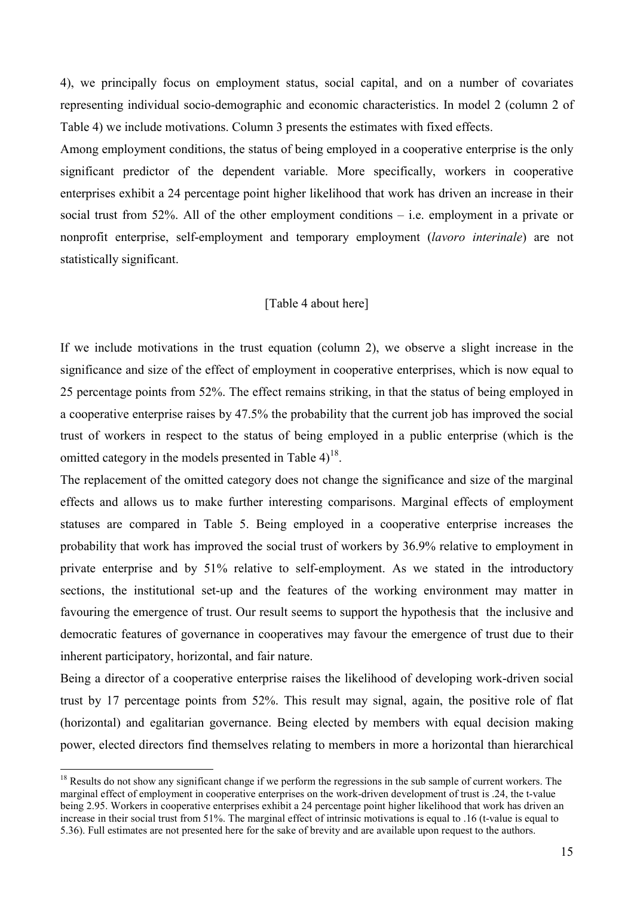4), we principally focus on employment status, social capital, and on a number of covariates representing individual socio-demographic and economic characteristics. In model 2 (column 2 of Table 4) we include motivations. Column 3 presents the estimates with fixed effects.

Among employment conditions, the status of being employed in a cooperative enterprise is the only significant predictor of the dependent variable. More specifically, workers in cooperative enterprises exhibit a 24 percentage point higher likelihood that work has driven an increase in their social trust from 52%. All of the other employment conditions – i.e. employment in a private or nonprofit enterprise, self-employment and temporary employment (*lavoro interinale*) are not statistically significant.

[Table 4 about here]

If we include motivations in the trust equation (column 2), we observe a slight increase in the significance and size of the effect of employment in cooperative enterprises, which is now equal to 25 percentage points from 52%. The effect remains striking, in that the status of being employed in a cooperative enterprise raises by 47.5% the probability that the current job has improved the social trust of workers in respect to the status of being employed in a public enterprise (which is the omitted category in the models presented in Table 4)[18].

The replacement of the omitted category does not change the significance and size of the marginal effects and allows us to make further interesting comparisons. Marginal effects of employment statuses are compared in Table 5. Being employed in a cooperative enterprise increases the probability that work has improved the social trust of workers by 36.9% relative to employment in private enterprise and by 51% relative to self-employment. As we stated in the introductory sections, the institutional set-up and the features of the working environment may matter in favouring the emergence of trust. Our result seems to support the hypothesis that the inclusive and democratic features of governance in cooperatives may favour the emergence of trust due to their inherent participatory, horizontal, and fair nature.

Being a director of a cooperative enterprise raises the likelihood of developing work-driven social trust by 17 percentage points from 52%. This result may signal, again, the positive role of flat (horizontal) and egalitarian governance. Being elected by members with equal decision making power, elected directors find themselves relating to members in more a horizontal than hierarchical

---

[18] Results do not show any significant change if we perform the regressions in the sub sample of current workers. The marginal effect of employment in cooperative enterprises on the work-driven development of trust is .24, the t-value being 2.95. Workers in cooperative enterprises exhibit a 24 percentage point higher likelihood that work has driven an increase in their social trust from 51%. The marginal effect of intrinsic motivations is equal to .16 (t-value is equal to 5.36). Full estimates are not presented here for the sake of brevity and are available upon request to the authors.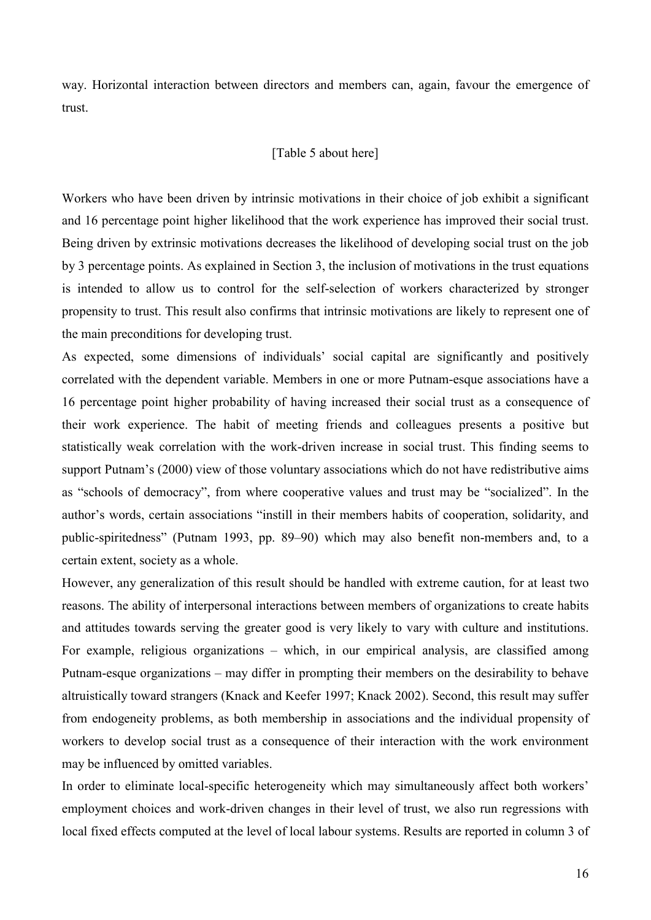way. Horizontal interaction between directors and members can, again, favour the emergence of trust.

[Table 5 about here]

Workers who have been driven by intrinsic motivations in their choice of job exhibit a significant and 16 percentage point higher likelihood that the work experience has improved their social trust. Being driven by extrinsic motivations decreases the likelihood of developing social trust on the job by 3 percentage points. As explained in Section 3, the inclusion of motivations in the trust equations is intended to allow us to control for the self-selection of workers characterized by stronger propensity to trust. This result also confirms that intrinsic motivations are likely to represent one of the main preconditions for developing trust.

As expected, some dimensions of individuals' social capital are significantly and positively correlated with the dependent variable. Members in one or more Putnam-esque associations have a 16 percentage point higher probability of having increased their social trust as a consequence of their work experience. The habit of meeting friends and colleagues presents a positive but statistically weak correlation with the work-driven increase in social trust. This finding seems to support Putnam's (2000) view of those voluntary associations which do not have redistributive aims as "schools of democracy", from where cooperative values and trust may be "socialized". In the author's words, certain associations "instill in their members habits of cooperation, solidarity, and public-spiritedness" (Putnam 1993, pp. 89–90) which may also benefit non-members and, to a certain extent, society as a whole.

However, any generalization of this result should be handled with extreme caution, for at least two reasons. The ability of interpersonal interactions between members of organizations to create habits and attitudes towards serving the greater good is very likely to vary with culture and institutions. For example, religious organizations – which, in our empirical analysis, are classified among Putnam-esque organizations – may differ in prompting their members on the desirability to behave altruistically toward strangers (Knack and Keefer 1997; Knack 2002). Second, this result may suffer from endogeneity problems, as both membership in associations and the individual propensity of workers to develop social trust as a consequence of their interaction with the work environment may be influenced by omitted variables.

In order to eliminate local-specific heterogeneity which may simultaneously affect both workers' employment choices and work-driven changes in their level of trust, we also run regressions with local fixed effects computed at the level of local labour systems. Results are reported in column 3 of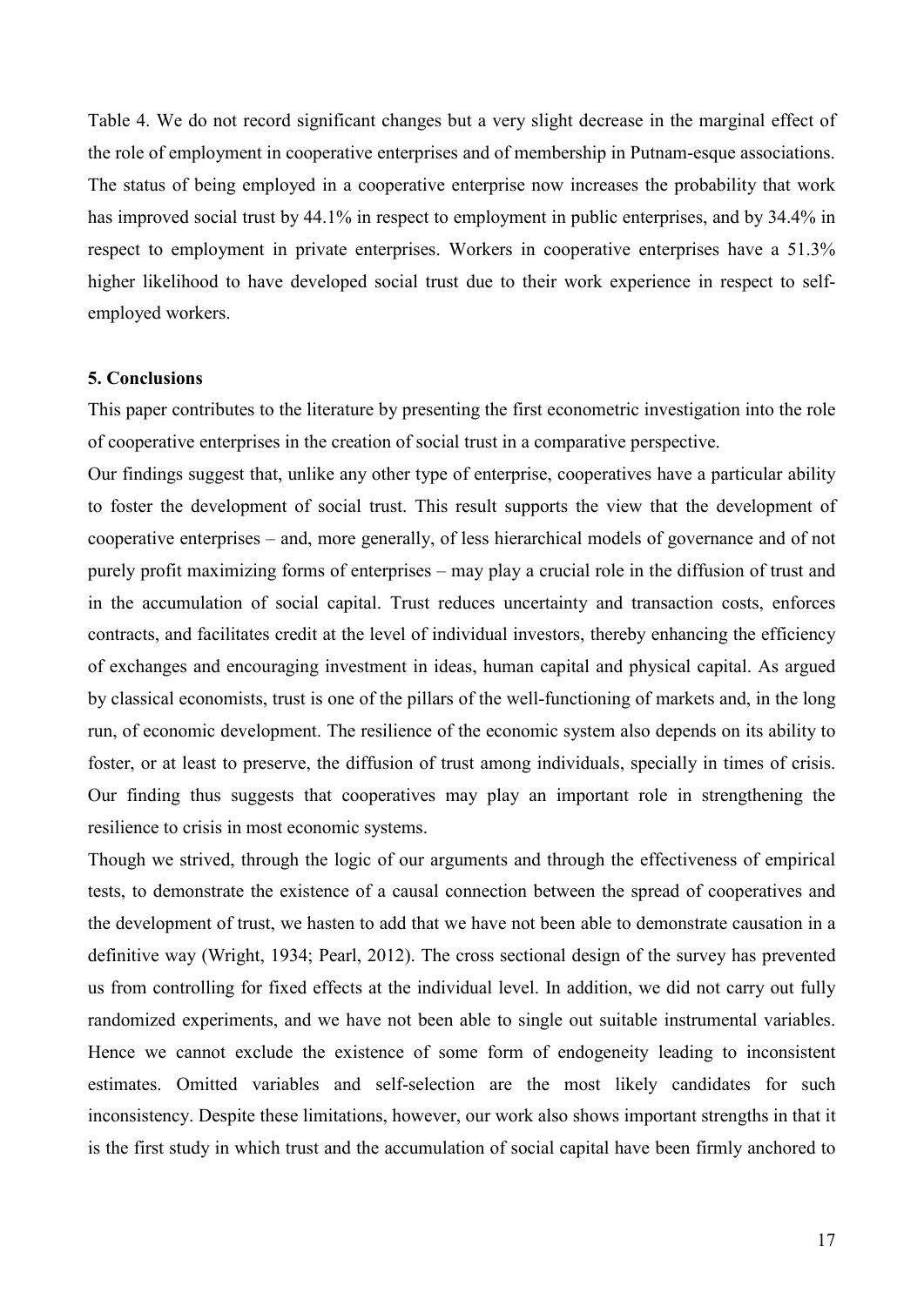Table 4. We do not record significant changes but a very slight decrease in the marginal effect of the role of employment in cooperative enterprises and of membership in Putnam-esque associations. The status of being employed in a cooperative enterprise now increases the probability that work has improved social trust by 44.1% in respect to employment in public enterprises, and by 34.4% in respect to employment in private enterprises. Workers in cooperative enterprises have a 51.3% higher likelihood to have developed social trust due to their work experience in respect to self-employed workers.

### 5. Conclusions

This paper contributes to the literature by presenting the first econometric investigation into the role of cooperative enterprises in the creation of social trust in a comparative perspective.

Our findings suggest that, unlike any other type of enterprise, cooperatives have a particular ability to foster the development of social trust. This result supports the view that the development of cooperative enterprises – and, more generally, of less hierarchical models of governance and of not purely profit maximizing forms of enterprises – may play a crucial role in the diffusion of trust and in the accumulation of social capital. Trust reduces uncertainty and transaction costs, enforces contracts, and facilitates credit at the level of individual investors, thereby enhancing the efficiency of exchanges and encouraging investment in ideas, human capital and physical capital. As argued by classical economists, trust is one of the pillars of the well-functioning of markets and, in the long run, of economic development. The resilience of the economic system also depends on its ability to foster, or at least to preserve, the diffusion of trust among individuals, specially in times of crisis. Our finding thus suggests that cooperatives may play an important role in strengthening the resilience to crisis in most economic systems.

Though we strived, through the logic of our arguments and through the effectiveness of empirical tests, to demonstrate the existence of a causal connection between the spread of cooperatives and the development of trust, we hasten to add that we have not been able to demonstrate causation in a definitive way (Wright, 1934; Pearl, 2012). The cross sectional design of the survey has prevented us from controlling for fixed effects at the individual level. In addition, we did not carry out fully randomized experiments, and we have not been able to single out suitable instrumental variables. Hence we cannot exclude the existence of some form of endogeneity leading to inconsistent estimates. Omitted variables and self-selection are the most likely candidates for such inconsistency. Despite these limitations, however, our work also shows important strengths in that it is the first study in which trust and the accumulation of social capital have been firmly anchored to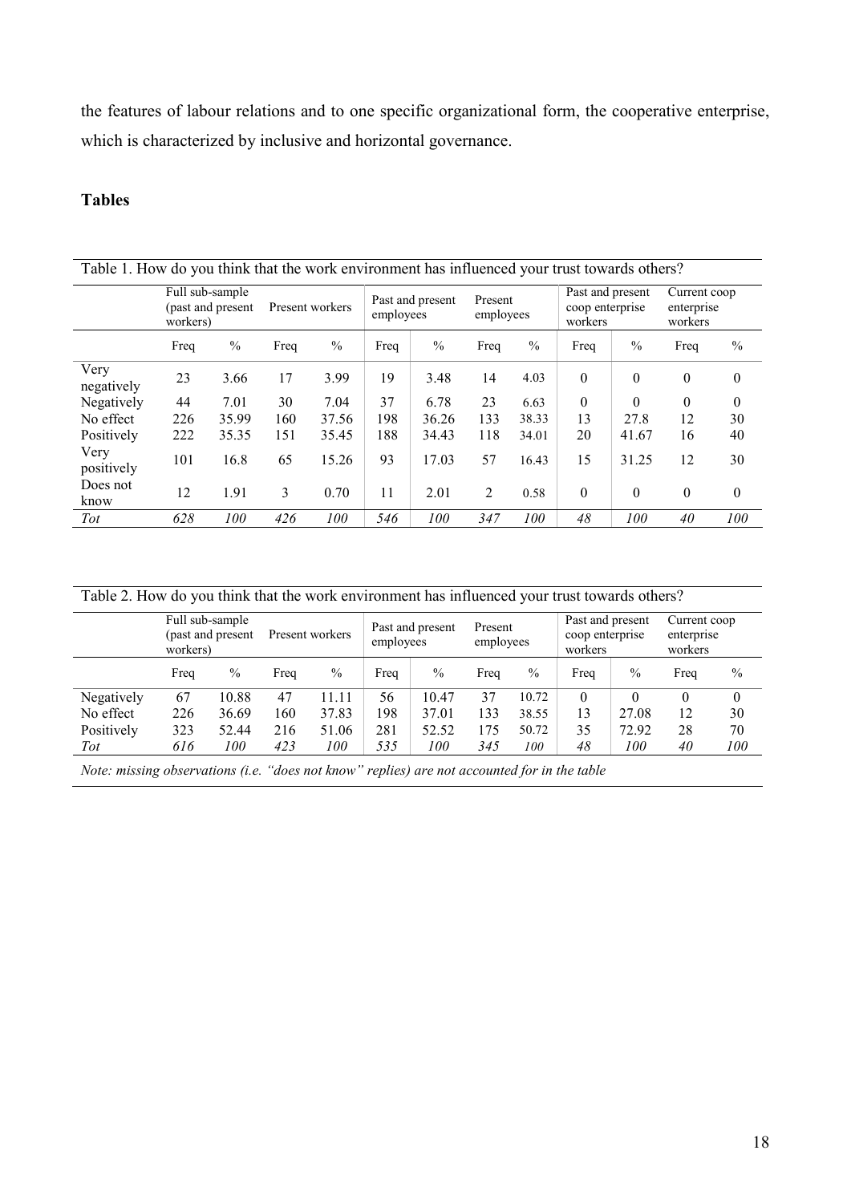the features of labour relations and to one specific organizational form, the cooperative enterprise, which is characterized by inclusive and horizontal governance.

**Tables**

Table 1. How do you think that the work environment has influenced your trust towards others?

| | Full sub-sample (past and present workers) | | Present workers | | Past and present employees | | Present employees | | Past and present coop enterprise workers | | Current coop enterprise workers | |
|---|---|---|---|---|---|---|---|---|---|---|---|---|
| | Freq | % | Freq | % | Freq | % | Freq | % | Freq | % | Freq | % |
| Very negatively | 23 | 3.66 | 17 | 3.99 | 19 | 3.48 | 14 | 4.03 | 0 | 0 | 0 | 0 |
| Negatively | 44 | 7.01 | 30 | 7.04 | 37 | 6.78 | 23 | 6.63 | 0 | 0 | 0 | 0 |
| No effect | 226 | 35.99 | 160 | 37.56 | 198 | 36.26 | 133 | 38.33 | 13 | 27.8 | 12 | 30 |
| Positively | 222 | 35.35 | 151 | 35.45 | 188 | 34.43 | 118 | 34.01 | 20 | 41.67 | 16 | 40 |
| Very positively | 101 | 16.8 | 65 | 15.26 | 93 | 17.03 | 57 | 16.43 | 15 | 31.25 | 12 | 30 |
| Does not know | 12 | 1.91 | 3 | 0.70 | 11 | 2.01 | 2 | 0.58 | 0 | 0 | 0 | 0 |
| *Tot* | *628* | *100* | *426* | *100* | *546* | *100* | *347* | *100* | *48* | *100* | *40* | *100* |

Table 2. How do you think that the work environment has influenced your trust towards others?

| | Full sub-sample (past and present workers) | | Present workers | | Past and present employees | | Present employees | | Past and present coop enterprise workers | | Current coop enterprise workers | |
|---|---|---|---|---|---|---|---|---|---|---|---|---|
| | Freq | % | Freq | % | Freq | % | Freq | % | Freq | % | Freq | % |
| Negatively | 67 | 10.88 | 47 | 11.11 | 56 | 10.47 | 37 | 10.72 | 0 | 0 | 0 | 0 |
| No effect | 226 | 36.69 | 160 | 37.83 | 198 | 37.01 | 133 | 38.55 | 13 | 27.08 | 12 | 30 |
| Positively | 323 | 52.44 | 216 | 51.06 | 281 | 52.52 | 175 | 50.72 | 35 | 72.92 | 28 | 70 |
| *Tot* | *616* | *100* | *423* | *100* | *535* | *100* | *345* | *100* | *48* | *100* | *40* | *100* |

*Note: missing observations (i.e. "does not know" replies) are not accounted for in the table*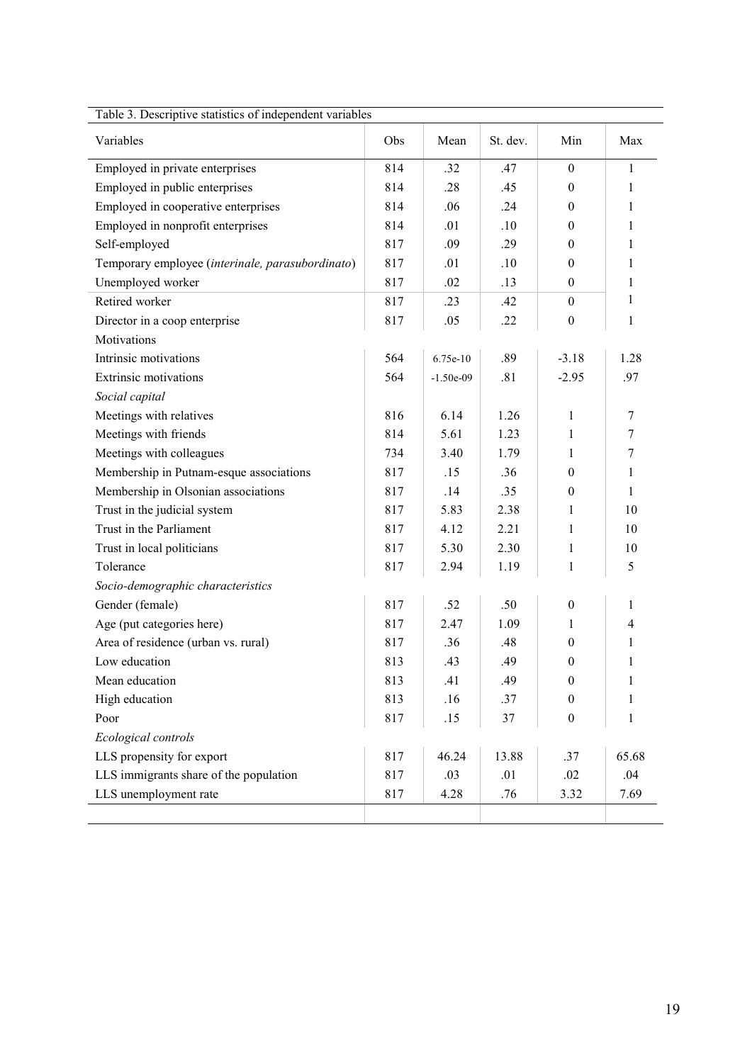Table 3. Descriptive statistics of independent variables

| Variables | Obs | Mean | St. dev. | Min | Max |
|---|---|---|---|---|---|
| Employed in private enterprises | 814 | .32 | .47 | 0 | 1 |
| Employed in public enterprises | 814 | .28 | .45 | 0 | 1 |
| Employed in cooperative enterprises | 814 | .06 | .24 | 0 | 1 |
| Employed in nonprofit enterprises | 814 | .01 | .10 | 0 | 1 |
| Self-employed | 817 | .09 | .29 | 0 | 1 |
| Temporary employee (*interinale, parasubordinato*) | 817 | .01 | .10 | 0 | 1 |
| Unemployed worker | 817 | .02 | .13 | 0 | 1 |
| Retired worker | 817 | .23 | .42 | 0 | 1 |
| Director in a coop enterprise | 817 | .05 | .22 | 0 | 1 |
| Motivations | | | | | |
| Intrinsic motivations | 564 | 6.75e-10 | .89 | -3.18 | 1.28 |
| Extrinsic motivations | 564 | -1.50e-09 | .81 | -2.95 | .97 |
| *Social capital* | | | | | |
| Meetings with relatives | 816 | 6.14 | 1.26 | 1 | 7 |
| Meetings with friends | 814 | 5.61 | 1.23 | 1 | 7 |
| Meetings with colleagues | 734 | 3.40 | 1.79 | 1 | 7 |
| Membership in Putnam-esque associations | 817 | .15 | .36 | 0 | 1 |
| Membership in Olsonian associations | 817 | .14 | .35 | 0 | 1 |
| Trust in the judicial system | 817 | 5.83 | 2.38 | 1 | 10 |
| Trust in the Parliament | 817 | 4.12 | 2.21 | 1 | 10 |
| Trust in local politicians | 817 | 5.30 | 2.30 | 1 | 10 |
| Tolerance | 817 | 2.94 | 1.19 | 1 | 5 |
| *Socio-demographic characteristics* | | | | | |
| Gender (female) | 817 | .52 | .50 | 0 | 1 |
| Age (put categories here) | 817 | 2.47 | 1.09 | 1 | 4 |
| Area of residence (urban vs. rural) | 817 | .36 | .48 | 0 | 1 |
| Low education | 813 | .43 | .49 | 0 | 1 |
| Mean education | 813 | .41 | .49 | 0 | 1 |
| High education | 813 | .16 | .37 | 0 | 1 |
| Poor | 817 | .15 | 37 | 0 | 1 |
| *Ecological controls* | | | | | |
| LLS propensity for export | 817 | 46.24 | 13.88 | .37 | 65.68 |
| LLS immigrants share of the population | 817 | .03 | .01 | .02 | .04 |
| LLS unemployment rate | 817 | 4.28 | .76 | 3.32 | 7.69 |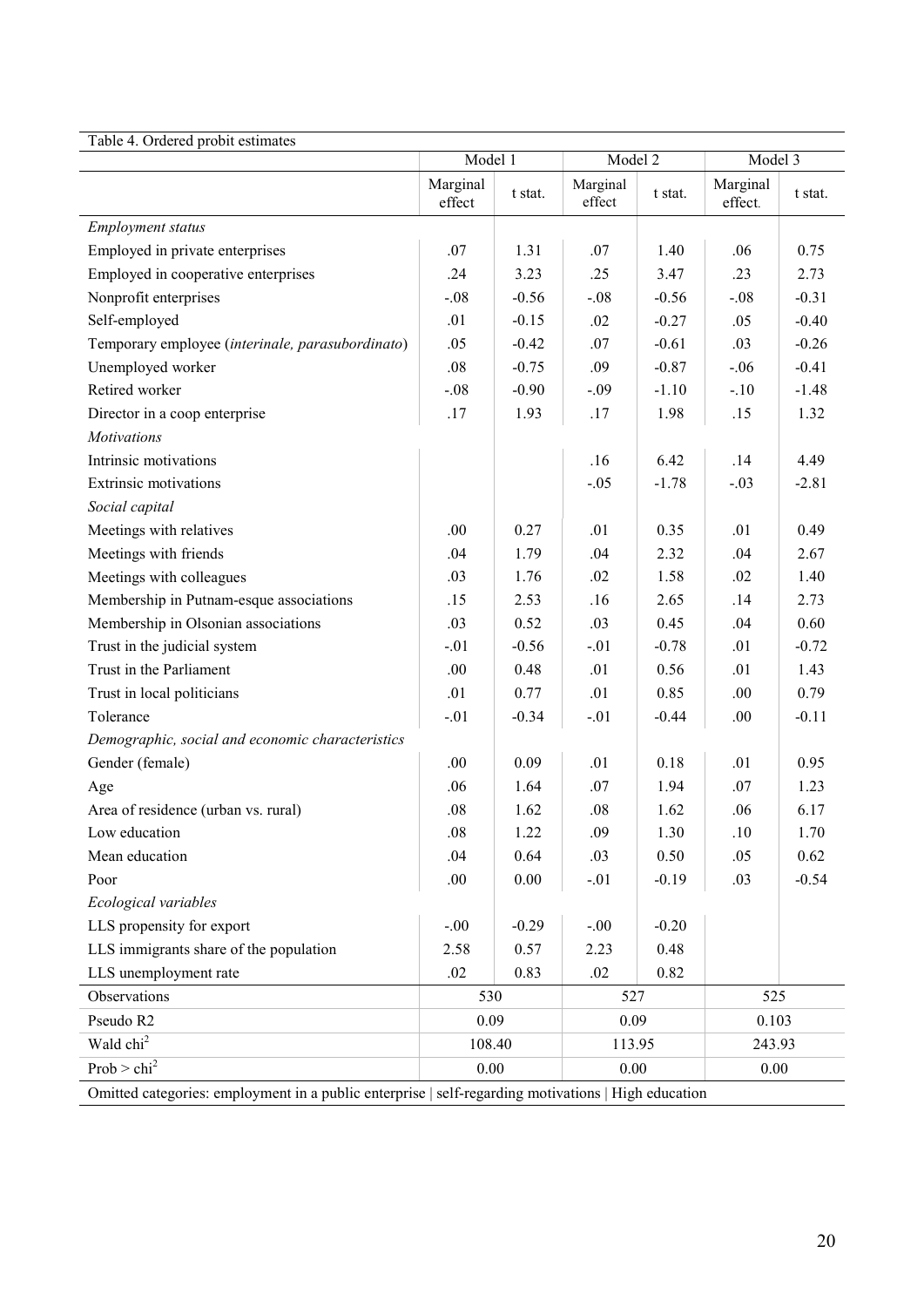Table 4. Ordered probit estimates

| | Model 1 | | Model 2 | | Model 3 | |
|---|---|---|---|---|---|---|
| | Marginal effect | t stat. | Marginal effect | t stat. | Marginal effect. | t stat. |
| *Employment status* | | | | | | |
| Employed in private enterprises | .07 | 1.31 | .07 | 1.40 | .06 | 0.75 |
| Employed in cooperative enterprises | .24 | 3.23 | .25 | 3.47 | .23 | 2.73 |
| Nonprofit enterprises | -.08 | -0.56 | -.08 | -0.56 | -.08 | -0.31 |
| Self-employed | .01 | -0.15 | .02 | -0.27 | .05 | -0.40 |
| Temporary employee (*interinale, parasubordinato*) | .05 | -0.42 | .07 | -0.61 | .03 | -0.26 |
| Unemployed worker | .08 | -0.75 | .09 | -0.87 | -.06 | -0.41 |
| Retired worker | -.08 | -0.90 | -.09 | -1.10 | -.10 | -1.48 |
| Director in a coop enterprise | .17 | 1.93 | .17 | 1.98 | .15 | 1.32 |
| *Motivations* | | | | | | |
| Intrinsic motivations | | | .16 | 6.42 | .14 | 4.49 |
| Extrinsic motivations | | | -.05 | -1.78 | -.03 | -2.81 |
| *Social capital* | | | | | | |
| Meetings with relatives | .00 | 0.27 | .01 | 0.35 | .01 | 0.49 |
| Meetings with friends | .04 | 1.79 | .04 | 2.32 | .04 | 2.67 |
| Meetings with colleagues | .03 | 1.76 | .02 | 1.58 | .02 | 1.40 |
| Membership in Putnam-esque associations | .15 | 2.53 | .16 | 2.65 | .14 | 2.73 |
| Membership in Olsonian associations | .03 | 0.52 | .03 | 0.45 | .04 | 0.60 |
| Trust in the judicial system | -.01 | -0.56 | -.01 | -0.78 | .01 | -0.72 |
| Trust in the Parliament | .00 | 0.48 | .01 | 0.56 | .01 | 1.43 |
| Trust in local politicians | .01 | 0.77 | .01 | 0.85 | .00 | 0.79 |
| Tolerance | -.01 | -0.34 | -.01 | -0.44 | .00 | -0.11 |
| *Demographic, social and economic characteristics* | | | | | | |
| Gender (female) | .00 | 0.09 | .01 | 0.18 | .01 | 0.95 |
| Age | .06 | 1.64 | .07 | 1.94 | .07 | 1.23 |
| Area of residence (urban vs. rural) | .08 | 1.62 | .08 | 1.62 | .06 | 6.17 |
| Low education | .08 | 1.22 | .09 | 1.30 | .10 | 1.70 |
| Mean education | .04 | 0.64 | .03 | 0.50 | .05 | 0.62 |
| Poor | .00 | 0.00 | -.01 | -0.19 | .03 | -0.54 |
| *Ecological variables* | | | | | | |
| LLS propensity for export | -.00 | -0.29 | -.00 | -0.20 | | |
| LLS immigrants share of the population | 2.58 | 0.57 | 2.23 | 0.48 | | |
| LLS unemployment rate | .02 | 0.83 | .02 | 0.82 | | |
| Observations | 530 | | 527 | | 525 | |
| Pseudo R2 | 0.09 | | 0.09 | | 0.103 | |
| Wald chi$^2$ | 108.40 | | 113.95 | | 243.93 | |
| Prob > chi$^2$ | 0.00 | | 0.00 | | 0.00 | |

Omitted categories: employment in a public enterprise | self-regarding motivations | High education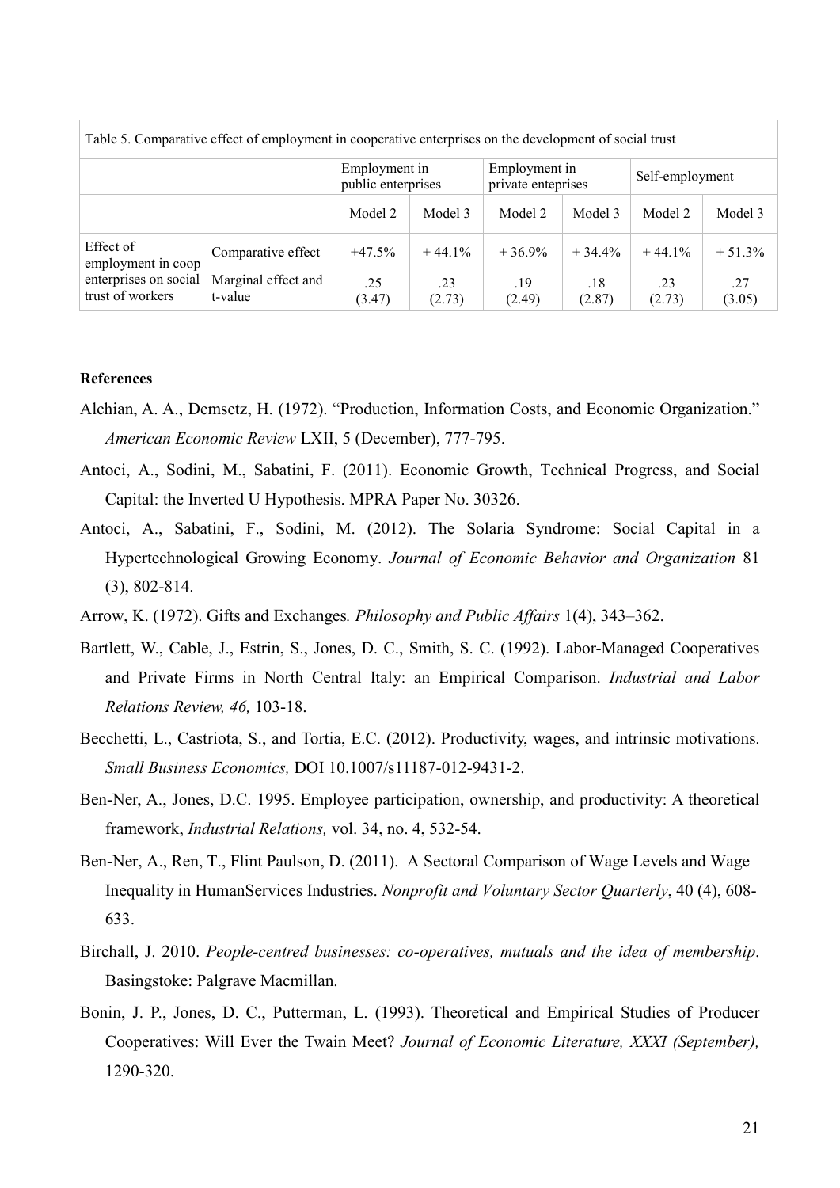Table 5. Comparative effect of employment in cooperative enterprises on the development of social trust

| | | Employment in public enterprises | | Employment in private enteprises | | Self-employment | |
|---|---|---|---|---|---|---|---|
| | | Model 2 | Model 3 | Model 2 | Model 3 | Model 2 | Model 3 |
| Effect of employment in coop enterprises on social trust of workers | Comparative effect | +47.5% | + 44.1% | + 36.9% | + 34.4% | + 44.1% | + 51.3% |
| | Marginal effect and t-value | .25 (3.47) | .23 (2.73) | .19 (2.49) | .18 (2.87) | .23 (2.73) | .27 (3.05) |

**References**

Alchian, A. A., Demsetz, H. (1972). "Production, Information Costs, and Economic Organization." *American Economic Review* LXII, 5 (December), 777-795.

Antoci, A., Sodini, M., Sabatini, F. (2011). Economic Growth, Technical Progress, and Social Capital: the Inverted U Hypothesis. MPRA Paper No. 30326.

Antoci, A., Sabatini, F., Sodini, M. (2012). The Solaria Syndrome: Social Capital in a Hypertechnological Growing Economy. *Journal of Economic Behavior and Organization* 81 (3), 802-814.

Arrow, K. (1972). Gifts and Exchanges*. Philosophy and Public Affairs* 1(4), 343–362.

Bartlett, W., Cable, J., Estrin, S., Jones, D. C., Smith, S. C. (1992). Labor-Managed Cooperatives and Private Firms in North Central Italy: an Empirical Comparison. *Industrial and Labor Relations Review, 46,* 103-18.

Becchetti, L., Castriota, S., and Tortia, E.C. (2012). Productivity, wages, and intrinsic motivations. *Small Business Economics,* DOI 10.1007/s11187-012-9431-2.

Ben-Ner, A., Jones, D.C. 1995. Employee participation, ownership, and productivity: A theoretical framework, *Industrial Relations,* vol. 34, no. 4, 532-54.

Ben-Ner, A., Ren, T., Flint Paulson, D. (2011). A Sectoral Comparison of Wage Levels and Wage Inequality in HumanServices Industries. *Nonprofit and Voluntary Sector Quarterly*, 40 (4), 608-633.

Birchall, J. 2010. *People-centred businesses: co-operatives, mutuals and the idea of membership*. Basingstoke: Palgrave Macmillan.

Bonin, J. P., Jones, D. C., Putterman, L. (1993). Theoretical and Empirical Studies of Producer Cooperatives: Will Ever the Twain Meet? *Journal of Economic Literature, XXXI (September),* 1290-320.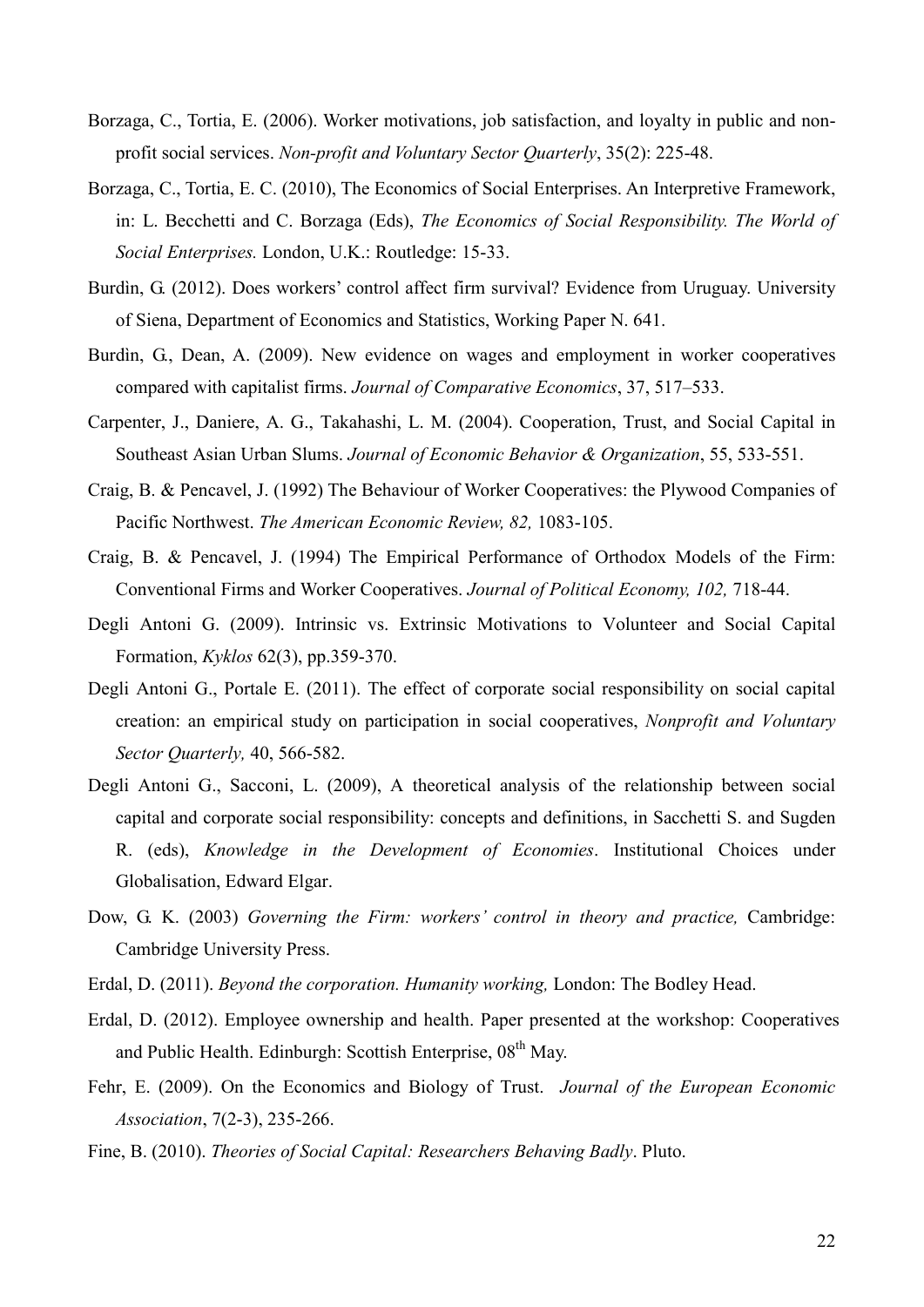Borzaga, C., Tortia, E. (2006). Worker motivations, job satisfaction, and loyalty in public and non-profit social services. *Non-profit and Voluntary Sector Quarterly*, 35(2): 225-48.

Borzaga, C., Tortia, E. C. (2010), The Economics of Social Enterprises. An Interpretive Framework, in: L. Becchetti and C. Borzaga (Eds), *The Economics of Social Responsibility. The World of Social Enterprises.* London, U.K.: Routledge: 15-33.

Burdìn, G. (2012). Does workers' control affect firm survival? Evidence from Uruguay. University of Siena, Department of Economics and Statistics, Working Paper N. 641.

Burdìn, G., Dean, A. (2009). New evidence on wages and employment in worker cooperatives compared with capitalist firms. *Journal of Comparative Economics*, 37, 517–533.

Carpenter, J., Daniere, A. G., Takahashi, L. M. (2004). Cooperation, Trust, and Social Capital in Southeast Asian Urban Slums. *Journal of Economic Behavior & Organization*, 55, 533-551.

Craig, B. & Pencavel, J. (1992) The Behaviour of Worker Cooperatives: the Plywood Companies of Pacific Northwest. *The American Economic Review, 82,* 1083-105.

Craig, B. & Pencavel, J. (1994) The Empirical Performance of Orthodox Models of the Firm: Conventional Firms and Worker Cooperatives. *Journal of Political Economy, 102,* 718-44.

Degli Antoni G. (2009). Intrinsic vs. Extrinsic Motivations to Volunteer and Social Capital Formation, *Kyklos* 62(3), pp.359-370.

Degli Antoni G., Portale E. (2011). The effect of corporate social responsibility on social capital creation: an empirical study on participation in social cooperatives, *Nonprofit and Voluntary Sector Quarterly,* 40, 566-582.

Degli Antoni G., Sacconi, L. (2009), A theoretical analysis of the relationship between social capital and corporate social responsibility: concepts and definitions, in Sacchetti S. and Sugden R. (eds), *Knowledge in the Development of Economies*. Institutional Choices under Globalisation, Edward Elgar.

Dow, G. K. (2003) *Governing the Firm: workers' control in theory and practice,* Cambridge: Cambridge University Press.

Erdal, D. (2011). *Beyond the corporation. Humanity working,* London: The Bodley Head.

Erdal, D. (2012). Employee ownership and health. Paper presented at the workshop: Cooperatives and Public Health. Edinburgh: Scottish Enterprise, 08th May.

Fehr, E. (2009). On the Economics and Biology of Trust. *Journal of the European Economic Association*, 7(2-3), 235-266.

Fine, B. (2010). *Theories of Social Capital: Researchers Behaving Badly*. Pluto.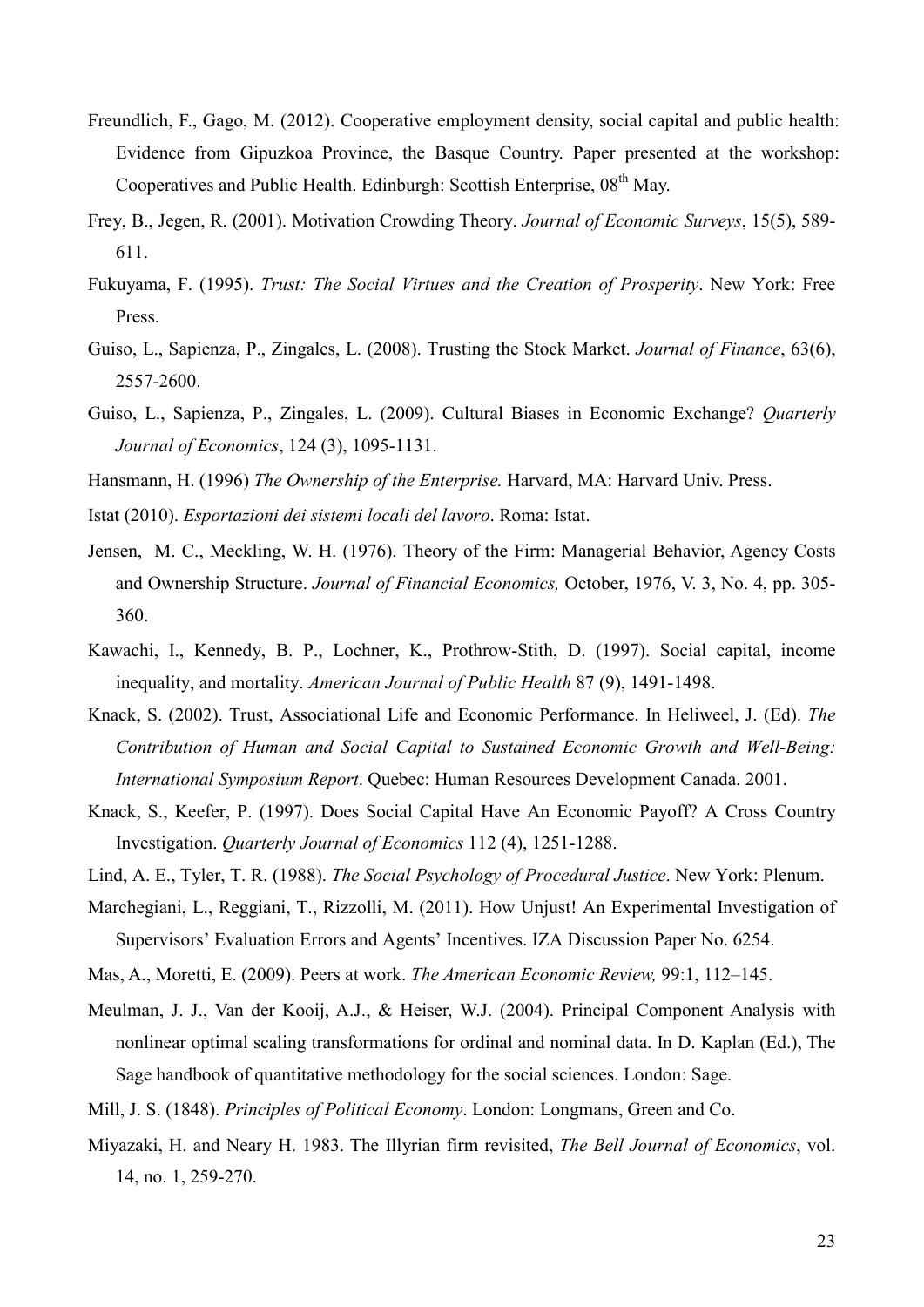Freundlich, F., Gago, M. (2012). Cooperative employment density, social capital and public health: Evidence from Gipuzkoa Province, the Basque Country. Paper presented at the workshop: Cooperatives and Public Health. Edinburgh: Scottish Enterprise, 08th May.

Frey, B., Jegen, R. (2001). Motivation Crowding Theory. *Journal of Economic Surveys*, 15(5), 589-611.

Fukuyama, F. (1995). *Trust: The Social Virtues and the Creation of Prosperity*. New York: Free Press.

Guiso, L., Sapienza, P., Zingales, L. (2008). Trusting the Stock Market. *Journal of Finance*, 63(6), 2557-2600.

Guiso, L., Sapienza, P., Zingales, L. (2009). Cultural Biases in Economic Exchange? *Quarterly Journal of Economics*, 124 (3), 1095-1131.

Hansmann, H. (1996) *The Ownership of the Enterprise.* Harvard, MA: Harvard Univ. Press.

Istat (2010). *Esportazioni dei sistemi locali del lavoro*. Roma: Istat.

Jensen, M. C., Meckling, W. H. (1976). Theory of the Firm: Managerial Behavior, Agency Costs and Ownership Structure. *Journal of Financial Economics,* October, 1976, V. 3, No. 4, pp. 305-360.

Kawachi, I., Kennedy, B. P., Lochner, K., Prothrow-Stith, D. (1997). Social capital, income inequality, and mortality. *American Journal of Public Health* 87 (9), 1491-1498.

Knack, S. (2002). Trust, Associational Life and Economic Performance. In Heliweel, J. (Ed). *The Contribution of Human and Social Capital to Sustained Economic Growth and Well-Being: International Symposium Report*. Quebec: Human Resources Development Canada. 2001.

Knack, S., Keefer, P. (1997). Does Social Capital Have An Economic Payoff? A Cross Country Investigation. *Quarterly Journal of Economics* 112 (4), 1251-1288.

Lind, A. E., Tyler, T. R. (1988). *The Social Psychology of Procedural Justice*. New York: Plenum.

Marchegiani, L., Reggiani, T., Rizzolli, M. (2011). How Unjust! An Experimental Investigation of Supervisors' Evaluation Errors and Agents' Incentives. IZA Discussion Paper No. 6254.

Mas, A., Moretti, E. (2009). Peers at work. *The American Economic Review,* 99:1, 112–145.

Meulman, J. J., Van der Kooij, A.J., & Heiser, W.J. (2004). Principal Component Analysis with nonlinear optimal scaling transformations for ordinal and nominal data. In D. Kaplan (Ed.), The Sage handbook of quantitative methodology for the social sciences. London: Sage.

Mill, J. S. (1848). *Principles of Political Economy*. London: Longmans, Green and Co.

Miyazaki, H. and Neary H. 1983. The Illyrian firm revisited, *The Bell Journal of Economics*, vol. 14, no. 1, 259-270.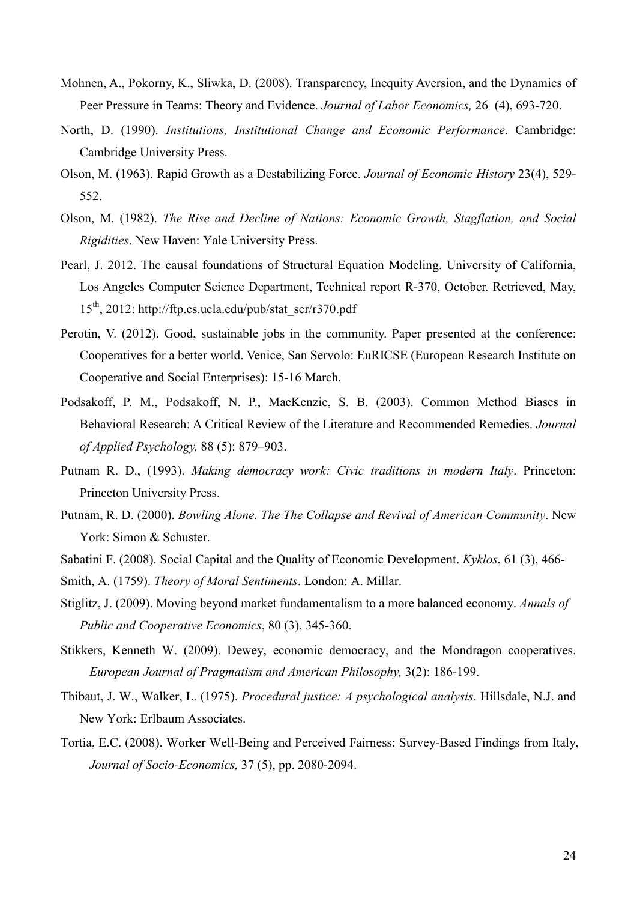Mohnen, A., Pokorny, K., Sliwka, D. (2008). Transparency, Inequity Aversion, and the Dynamics of Peer Pressure in Teams: Theory and Evidence. *Journal of Labor Economics,* 26 (4), 693-720.

North, D. (1990). *Institutions, Institutional Change and Economic Performance*. Cambridge: Cambridge University Press.

Olson, M. (1963). Rapid Growth as a Destabilizing Force. *Journal of Economic History* 23(4), 529-552.

Olson, M. (1982). *The Rise and Decline of Nations: Economic Growth, Stagflation, and Social Rigidities*. New Haven: Yale University Press.

Pearl, J. 2012. The causal foundations of Structural Equation Modeling. University of California, Los Angeles Computer Science Department, Technical report R-370, October. Retrieved, May, 15th, 2012: http://ftp.cs.ucla.edu/pub/stat_ser/r370.pdf

Perotin, V. (2012). Good, sustainable jobs in the community. Paper presented at the conference: Cooperatives for a better world. Venice, San Servolo: EuRICSE (European Research Institute on Cooperative and Social Enterprises): 15-16 March.

Podsakoff, P. M., Podsakoff, N. P., MacKenzie, S. B. (2003). Common Method Biases in Behavioral Research: A Critical Review of the Literature and Recommended Remedies. *Journal of Applied Psychology,* 88 (5): 879–903.

Putnam R. D., (1993). *Making democracy work: Civic traditions in modern Italy*. Princeton: Princeton University Press.

Putnam, R. D. (2000). *Bowling Alone. The The Collapse and Revival of American Community*. New York: Simon & Schuster.

Sabatini F. (2008). Social Capital and the Quality of Economic Development. *Kyklos*, 61 (3), 466-

Smith, A. (1759). *Theory of Moral Sentiments*. London: A. Millar.

Stiglitz, J. (2009). Moving beyond market fundamentalism to a more balanced economy. *Annals of Public and Cooperative Economics*, 80 (3), 345-360.

Stikkers, Kenneth W. (2009). Dewey, economic democracy, and the Mondragon cooperatives. *European Journal of Pragmatism and American Philosophy,* 3(2): 186-199.

Thibaut, J. W., Walker, L. (1975). *Procedural justice: A psychological analysis*. Hillsdale, N.J. and New York: Erlbaum Associates.

Tortia, E.C. (2008). Worker Well-Being and Perceived Fairness: Survey-Based Findings from Italy, *Journal of Socio-Economics,* 37 (5), pp. 2080-2094.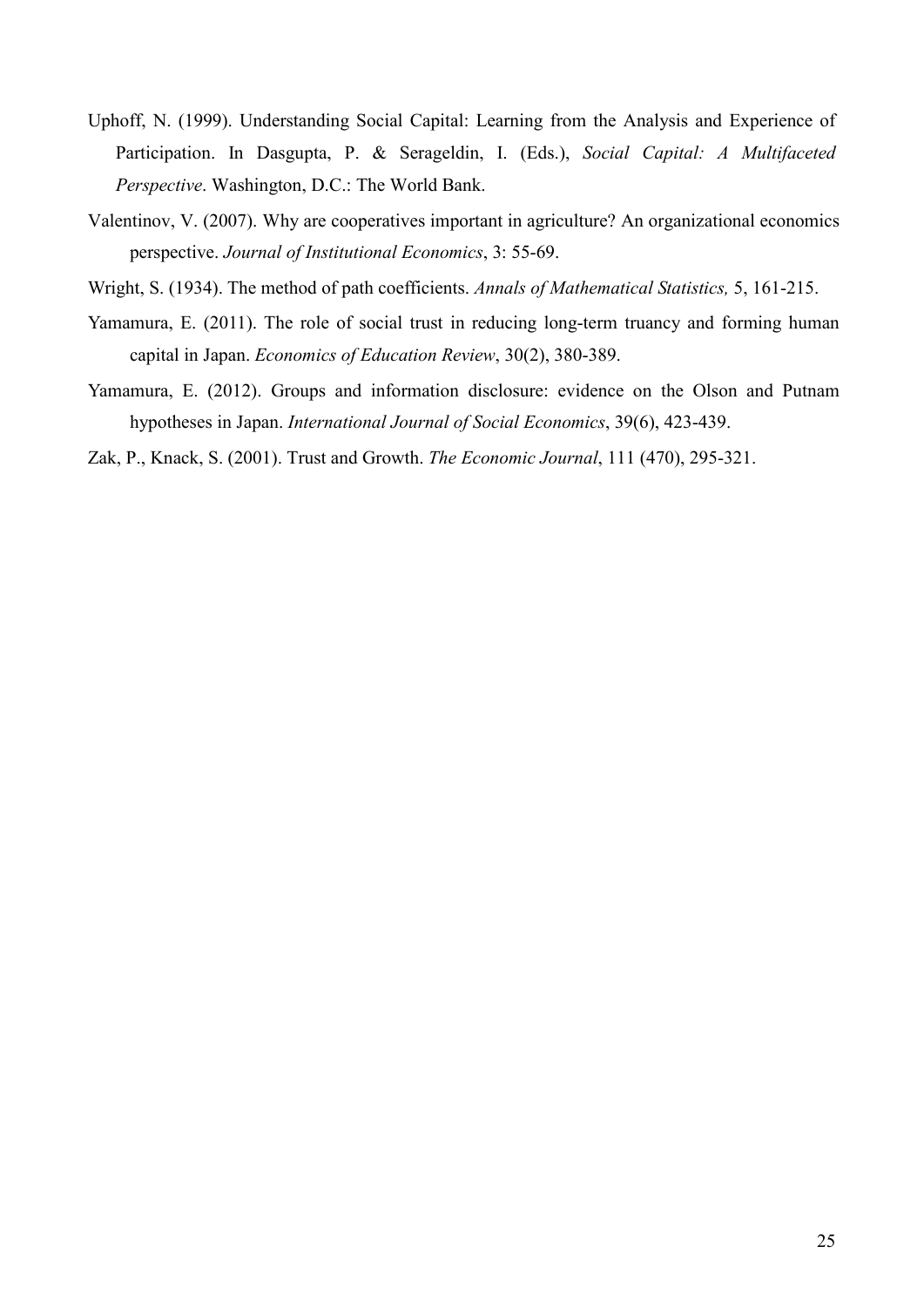Uphoff, N. (1999). Understanding Social Capital: Learning from the Analysis and Experience of Participation. In Dasgupta, P. & Serageldin, I. (Eds.), *Social Capital: A Multifaceted Perspective*. Washington, D.C.: The World Bank.

Valentinov, V. (2007). Why are cooperatives important in agriculture? An organizational economics perspective. *Journal of Institutional Economics*, 3: 55-69.

Wright, S. (1934). The method of path coefficients. *Annals of Mathematical Statistics,* 5, 161-215.

Yamamura, E. (2011). The role of social trust in reducing long-term truancy and forming human capital in Japan. *Economics of Education Review*, 30(2), 380-389.

Yamamura, E. (2012). Groups and information disclosure: evidence on the Olson and Putnam hypotheses in Japan. *International Journal of Social Economics*, 39(6), 423-439.

Zak, P., Knack, S. (2001). Trust and Growth. *The Economic Journal*, 111 (470), 295-321.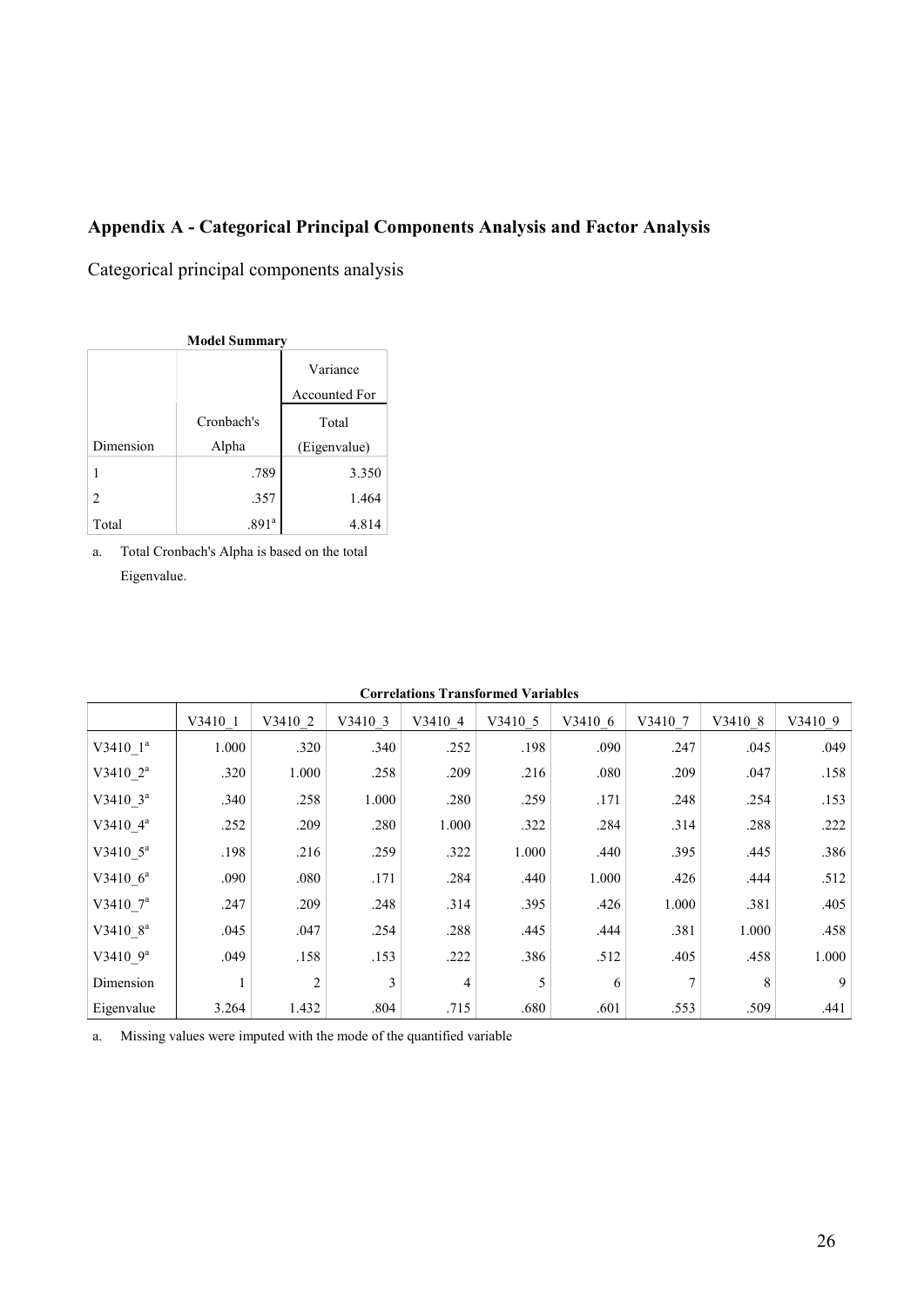## Appendix A - Categorical Principal Components Analysis and Factor Analysis

Categorical principal components analysis

**Model Summary**

| | | Variance Accounted For |
|---|---|---|
| Dimension | Cronbach's Alpha | Total (Eigenvalue) |
| 1 | .789 | 3.350 |
| 2 | .357 | 1.464 |
| Total | .891[a] | 4.814 |

a. Total Cronbach's Alpha is based on the total Eigenvalue.

**Correlations Transformed Variables**

| | V3410_1 | V3410_2 | V3410_3 | V3410_4 | V3410_5 | V3410_6 | V3410_7 | V3410_8 | V3410_9 |
|---|---|---|---|---|---|---|---|---|---|
| V3410_1[a] | 1.000 | .320 | .340 | .252 | .198 | .090 | .247 | .045 | .049 |
| V3410_2[a] | .320 | 1.000 | .258 | .209 | .216 | .080 | .209 | .047 | .158 |
| V3410_3[a] | .340 | .258 | 1.000 | .280 | .259 | .171 | .248 | .254 | .153 |
| V3410_4[a] | .252 | .209 | .280 | 1.000 | .322 | .284 | .314 | .288 | .222 |
| V3410_5[a] | .198 | .216 | .259 | .322 | 1.000 | .440 | .395 | .445 | .386 |
| V3410_6[a] | .090 | .080 | .171 | .284 | .440 | 1.000 | .426 | .444 | .512 |
| V3410_7[a] | .247 | .209 | .248 | .314 | .395 | .426 | 1.000 | .381 | .405 |
| V3410_8[a] | .045 | .047 | .254 | .288 | .445 | .444 | .381 | 1.000 | .458 |
| V3410_9[a] | .049 | .158 | .153 | .222 | .386 | .512 | .405 | .458 | 1.000 |
| Dimension | 1 | 2 | 3 | 4 | 5 | 6 | 7 | 8 | 9 |
| Eigenvalue | 3.264 | 1.432 | .804 | .715 | .680 | .601 | .553 | .509 | .441 |

a. Missing values were imputed with the mode of the quantified variable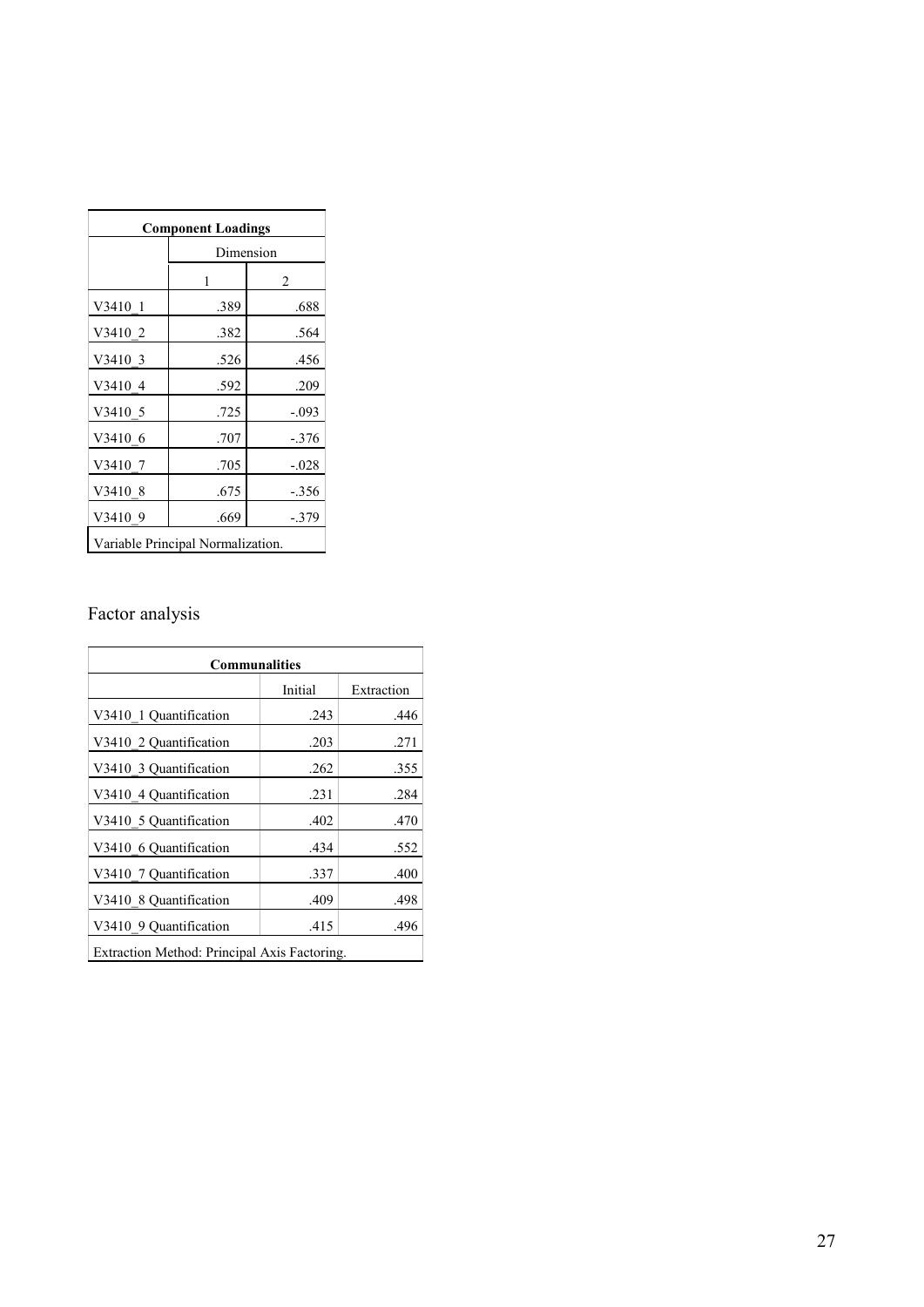| Component Loadings | | |
|---|---|---|
| | Dimension | |
| | 1 | 2 |
| V3410_1 | .389 | .688 |
| V3410_2 | .382 | .564 |
| V3410_3 | .526 | .456 |
| V3410_4 | .592 | .209 |
| V3410_5 | .725 | -.093 |
| V3410_6 | .707 | -.376 |
| V3410_7 | .705 | -.028 |
| V3410_8 | .675 | -.356 |
| V3410_9 | .669 | -.379 |

Variable Principal Normalization.

## Factor analysis

| Communalities | | |
|---|---|---|
| | Initial | Extraction |
| V3410_1 Quantification | .243 | .446 |
| V3410_2 Quantification | .203 | .271 |
| V3410_3 Quantification | .262 | .355 |
| V3410_4 Quantification | .231 | .284 |
| V3410_5 Quantification | .402 | .470 |
| V3410_6 Quantification | .434 | .552 |
| V3410_7 Quantification | .337 | .400 |
| V3410_8 Quantification | .409 | .498 |
| V3410_9 Quantification | .415 | .496 |

Extraction Method: Principal Axis Factoring.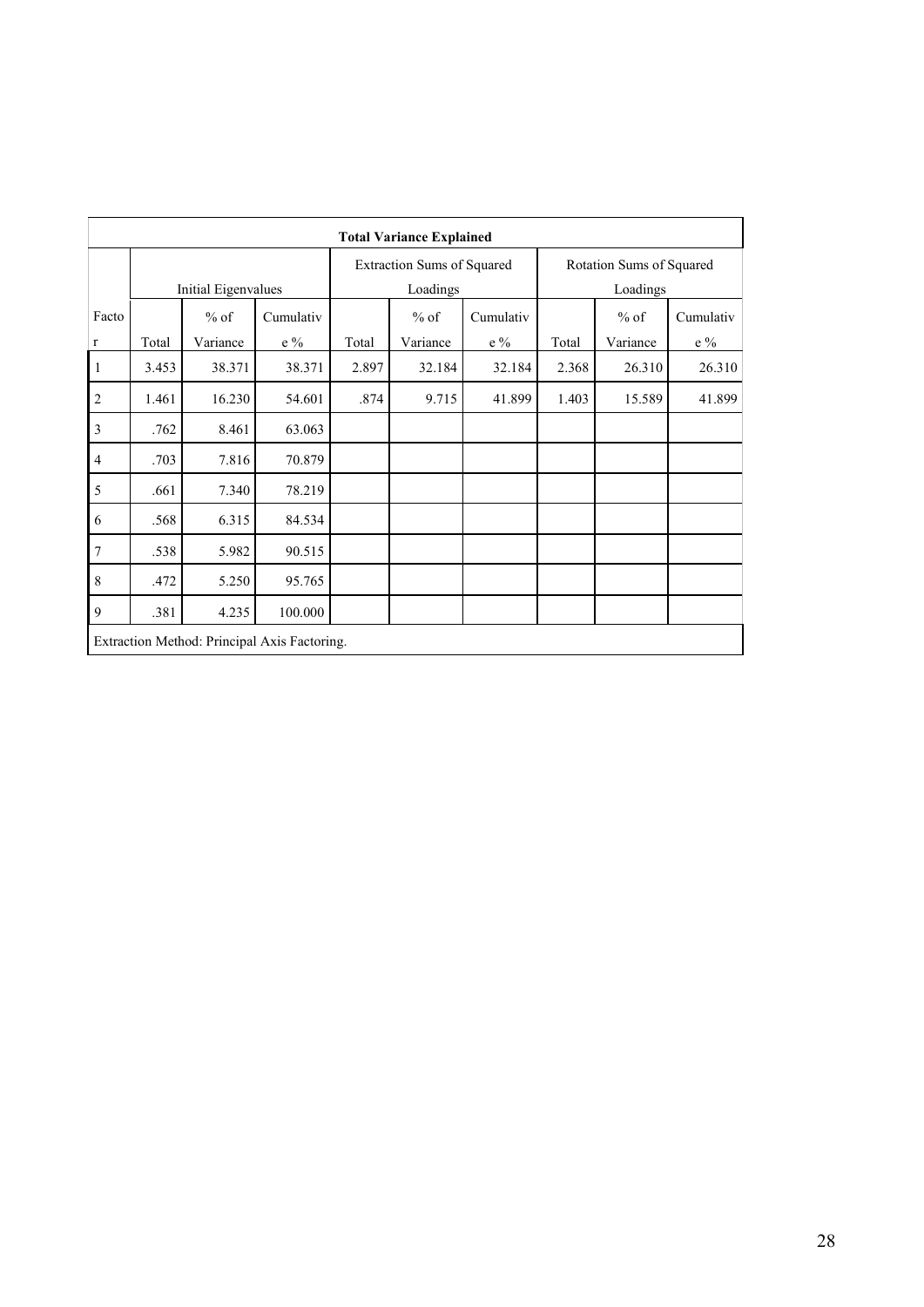**Total Variance Explained**

| Factor | Initial Eigenvalues | | | Extraction Sums of Squared Loadings | | | Rotation Sums of Squared Loadings | | |
|---|---|---|---|---|---|---|---|---|---|
| | Total | % of Variance | Cumulative % | Total | % of Variance | Cumulative % | Total | % of Variance | Cumulative % |
| 1 | 3.453 | 38.371 | 38.371 | 2.897 | 32.184 | 32.184 | 2.368 | 26.310 | 26.310 |
| 2 | 1.461 | 16.230 | 54.601 | .874 | 9.715 | 41.899 | 1.403 | 15.589 | 41.899 |
| 3 | .762 | 8.461 | 63.063 | | | | | | |
| 4 | .703 | 7.816 | 70.879 | | | | | | |
| 5 | .661 | 7.340 | 78.219 | | | | | | |
| 6 | .568 | 6.315 | 84.534 | | | | | | |
| 7 | .538 | 5.982 | 90.515 | | | | | | |
| 8 | .472 | 5.250 | 95.765 | | | | | | |
| 9 | .381 | 4.235 | 100.000 | | | | | | |

Extraction Method: Principal Axis Factoring.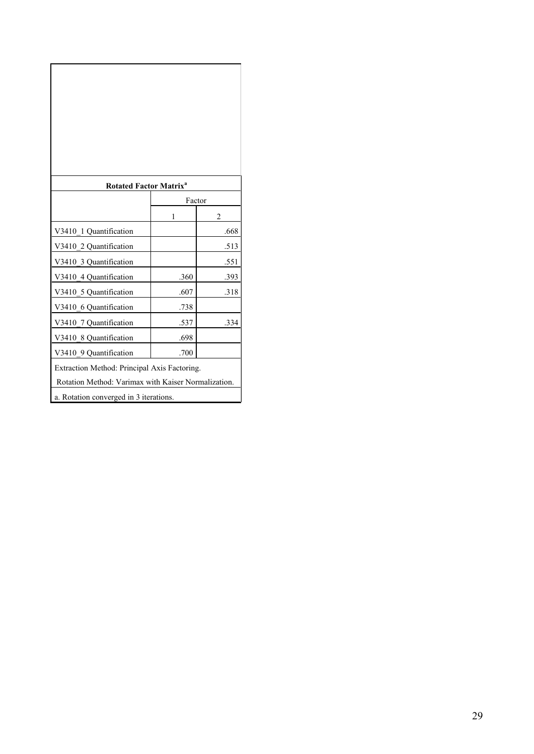**Rotated Factor Matrix[a]**

| | Factor | |
|---|---|---|
| | 1 | 2 |
| V3410_1 Quantification | | .668 |
| V3410_2 Quantification | | .513 |
| V3410_3 Quantification | | .551 |
| V3410_4 Quantification | .360 | .393 |
| V3410_5 Quantification | .607 | .318 |
| V3410_6 Quantification | .738 | |
| V3410_7 Quantification | .537 | .334 |
| V3410_8 Quantification | .698 | |
| V3410_9 Quantification | .700 | |

Extraction Method: Principal Axis Factoring.

Rotation Method: Varimax with Kaiser Normalization.

a. Rotation converged in 3 iterations.